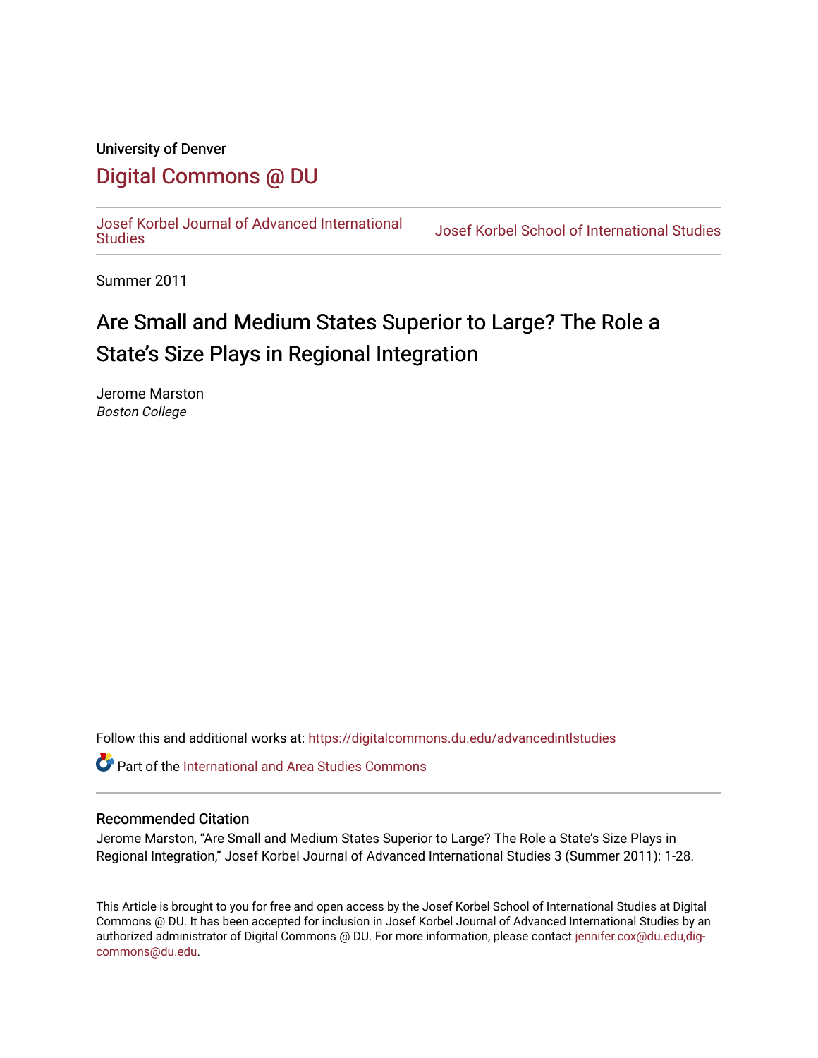University of Denver

# Digital Commons @ DU

Josef Korbel Journal of Advanced International Studies

Josef Korbel School of International Studies

Summer 2011

## Are Small and Medium States Superior to Large? The Role a State's Size Plays in Regional Integration

Jerome Marston
*Boston College*

Follow this and additional works at: https://digitalcommons.du.edu/advancedintlstudies

Part of the International and Area Studies Commons

### Recommended Citation

Jerome Marston, "Are Small and Medium States Superior to Large? The Role a State's Size Plays in Regional Integration," Josef Korbel Journal of Advanced International Studies 3 (Summer 2011): 1-28.

This Article is brought to you for free and open access by the Josef Korbel School of International Studies at Digital Commons @ DU. It has been accepted for inclusion in Josef Korbel Journal of Advanced International Studies by an authorized administrator of Digital Commons @ DU. For more information, please contact jennifer.cox@du.edu,dig-commons@du.edu.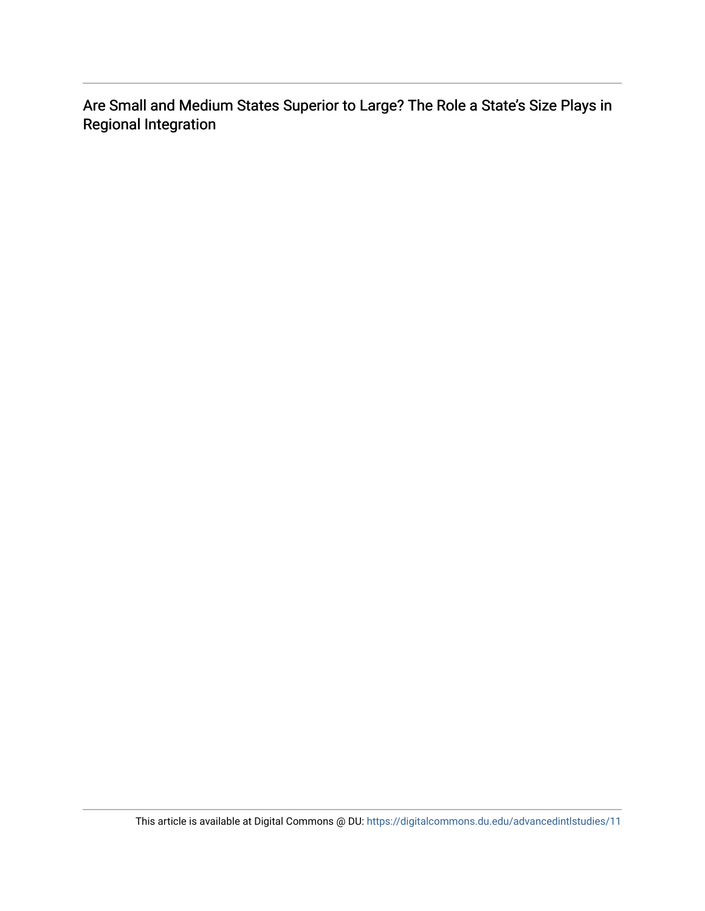Are Small and Medium States Superior to Large? The Role a State's Size Plays in Regional Integration

This article is available at Digital Commons @ DU: https://digitalcommons.du.edu/advancedintlstudies/11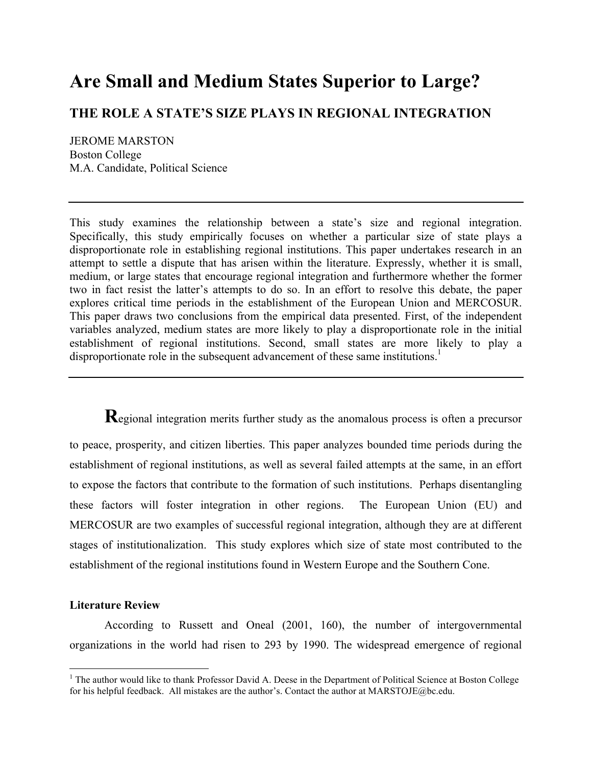# Are Small and Medium States Superior to Large?

## THE ROLE A STATE'S SIZE PLAYS IN REGIONAL INTEGRATION

JEROME MARSTON
Boston College
M.A. Candidate, Political Science

---

This study examines the relationship between a state's size and regional integration. Specifically, this study empirically focuses on whether a particular size of state plays a disproportionate role in establishing regional institutions. This paper undertakes research in an attempt to settle a dispute that has arisen within the literature. Expressly, whether it is small, medium, or large states that encourage regional integration and furthermore whether the former two in fact resist the latter's attempts to do so. In an effort to resolve this debate, the paper explores critical time periods in the establishment of the European Union and MERCOSUR. This paper draws two conclusions from the empirical data presented. First, of the independent variables analyzed, medium states are more likely to play a disproportionate role in the initial establishment of regional institutions. Second, small states are more likely to play a disproportionate role in the subsequent advancement of these same institutions.[1]

---

**R**egional integration merits further study as the anomalous process is often a precursor to peace, prosperity, and citizen liberties. This paper analyzes bounded time periods during the establishment of regional institutions, as well as several failed attempts at the same, in an effort to expose the factors that contribute to the formation of such institutions. Perhaps disentangling these factors will foster integration in other regions. The European Union (EU) and MERCOSUR are two examples of successful regional integration, although they are at different stages of institutionalization. This study explores which size of state most contributed to the establishment of the regional institutions found in Western Europe and the Southern Cone.

**Literature Review**

According to Russett and Oneal (2001, 160), the number of intergovernmental organizations in the world had risen to 293 by 1990. The widespread emergence of regional

[1] The author would like to thank Professor David A. Deese in the Department of Political Science at Boston College for his helpful feedback. All mistakes are the author's. Contact the author at MARSTOJE@bc.edu.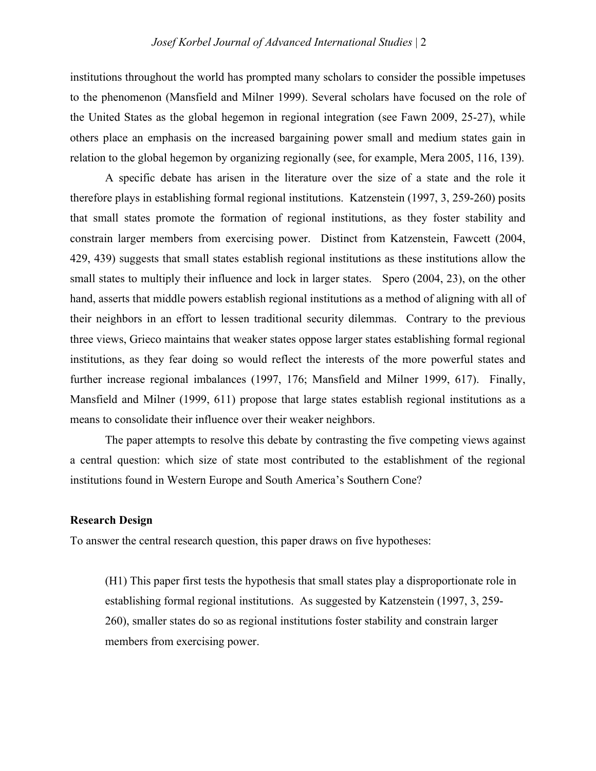institutions throughout the world has prompted many scholars to consider the possible impetuses to the phenomenon (Mansfield and Milner 1999). Several scholars have focused on the role of the United States as the global hegemon in regional integration (see Fawn 2009, 25-27), while others place an emphasis on the increased bargaining power small and medium states gain in relation to the global hegemon by organizing regionally (see, for example, Mera 2005, 116, 139).

A specific debate has arisen in the literature over the size of a state and the role it therefore plays in establishing formal regional institutions. Katzenstein (1997, 3, 259-260) posits that small states promote the formation of regional institutions, as they foster stability and constrain larger members from exercising power. Distinct from Katzenstein, Fawcett (2004, 429, 439) suggests that small states establish regional institutions as these institutions allow the small states to multiply their influence and lock in larger states. Spero (2004, 23), on the other hand, asserts that middle powers establish regional institutions as a method of aligning with all of their neighbors in an effort to lessen traditional security dilemmas. Contrary to the previous three views, Grieco maintains that weaker states oppose larger states establishing formal regional institutions, as they fear doing so would reflect the interests of the more powerful states and further increase regional imbalances (1997, 176; Mansfield and Milner 1999, 617). Finally, Mansfield and Milner (1999, 611) propose that large states establish regional institutions as a means to consolidate their influence over their weaker neighbors.

The paper attempts to resolve this debate by contrasting the five competing views against a central question: which size of state most contributed to the establishment of the regional institutions found in Western Europe and South America's Southern Cone?

**Research Design**

To answer the central research question, this paper draws on five hypotheses:

> (H1) This paper first tests the hypothesis that small states play a disproportionate role in establishing formal regional institutions. As suggested by Katzenstein (1997, 3, 259-260), smaller states do so as regional institutions foster stability and constrain larger members from exercising power.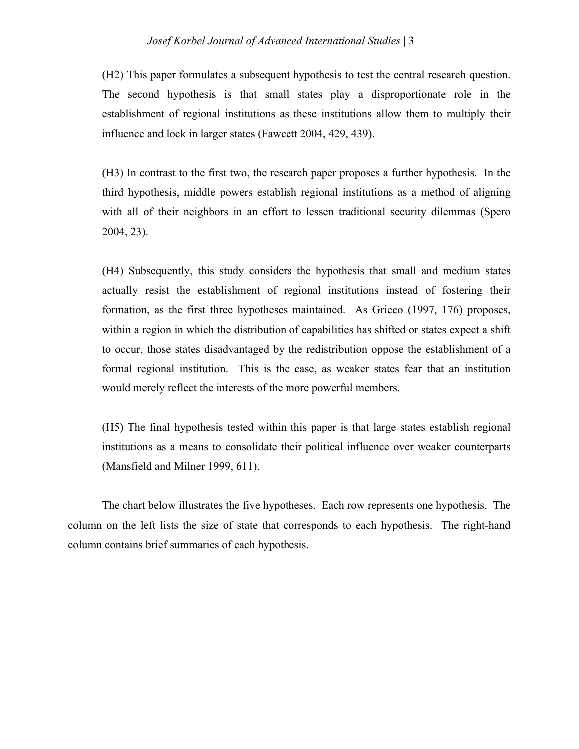(H2) This paper formulates a subsequent hypothesis to test the central research question. The second hypothesis is that small states play a disproportionate role in the establishment of regional institutions as these institutions allow them to multiply their influence and lock in larger states (Fawcett 2004, 429, 439).

(H3) In contrast to the first two, the research paper proposes a further hypothesis. In the third hypothesis, middle powers establish regional institutions as a method of aligning with all of their neighbors in an effort to lessen traditional security dilemmas (Spero 2004, 23).

(H4) Subsequently, this study considers the hypothesis that small and medium states actually resist the establishment of regional institutions instead of fostering their formation, as the first three hypotheses maintained. As Grieco (1997, 176) proposes, within a region in which the distribution of capabilities has shifted or states expect a shift to occur, those states disadvantaged by the redistribution oppose the establishment of a formal regional institution. This is the case, as weaker states fear that an institution would merely reflect the interests of the more powerful members.

(H5) The final hypothesis tested within this paper is that large states establish regional institutions as a means to consolidate their political influence over weaker counterparts (Mansfield and Milner 1999, 611).

The chart below illustrates the five hypotheses. Each row represents one hypothesis. The column on the left lists the size of state that corresponds to each hypothesis. The right-hand column contains brief summaries of each hypothesis.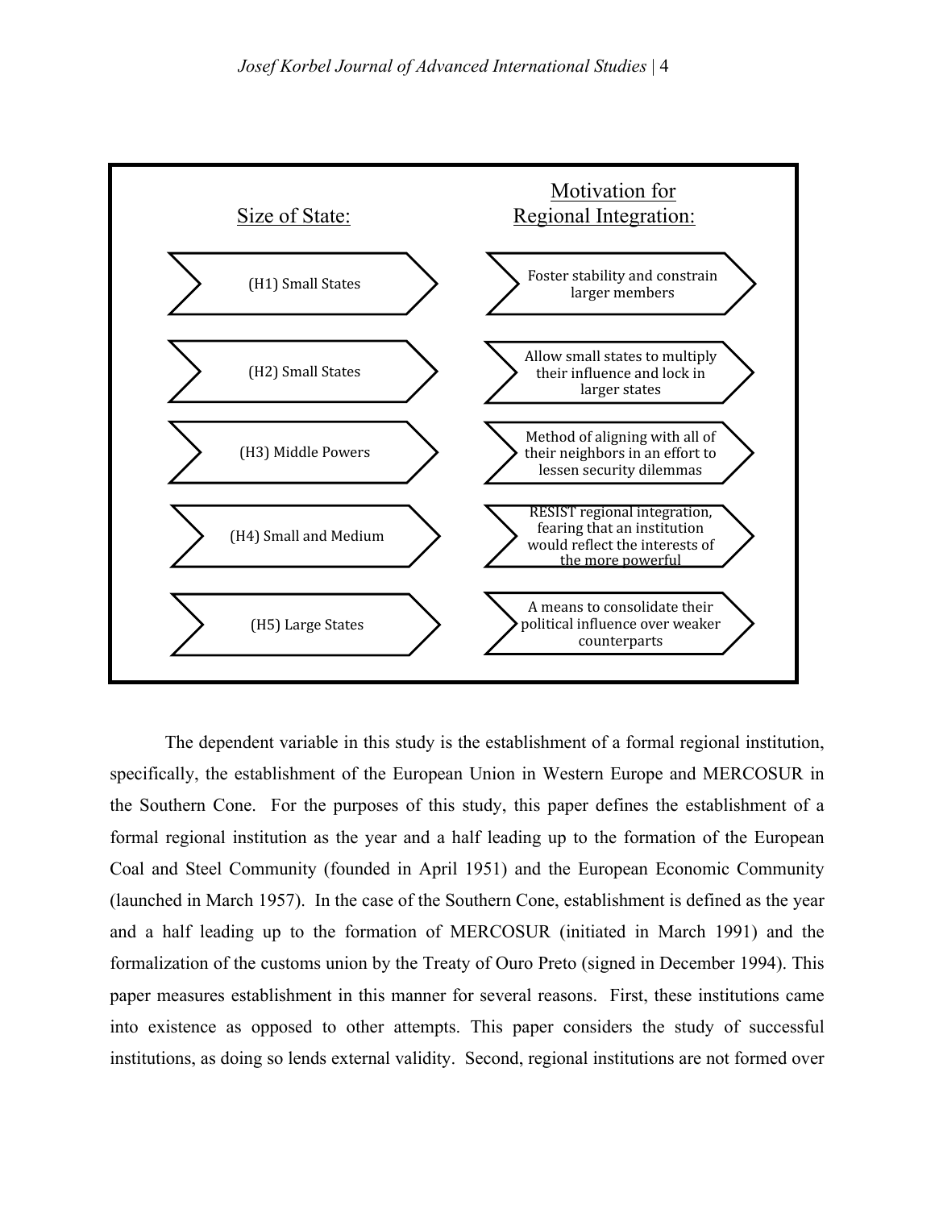| Size of State: | Motivation for Regional Integration: |
| --- | --- |
| (H1) Small States | Foster stability and constrain larger members |
| (H2) Small States | Allow small states to multiply their influence and lock in larger states |
| (H3) Middle Powers | Method of aligning with all of their neighbors in an effort to lessen security dilemmas |
| (H4) Small and Medium | RESIST regional integration, fearing that an institution would reflect the interests of the more powerful |
| (H5) Large States | A means to consolidate their political influence over weaker counterparts |

The dependent variable in this study is the establishment of a formal regional institution, specifically, the establishment of the European Union in Western Europe and MERCOSUR in the Southern Cone. For the purposes of this study, this paper defines the establishment of a formal regional institution as the year and a half leading up to the formation of the European Coal and Steel Community (founded in April 1951) and the European Economic Community (launched in March 1957). In the case of the Southern Cone, establishment is defined as the year and a half leading up to the formation of MERCOSUR (initiated in March 1991) and the formalization of the customs union by the Treaty of Ouro Preto (signed in December 1994). This paper measures establishment in this manner for several reasons. First, these institutions came into existence as opposed to other attempts. This paper considers the study of successful institutions, as doing so lends external validity. Second, regional institutions are not formed over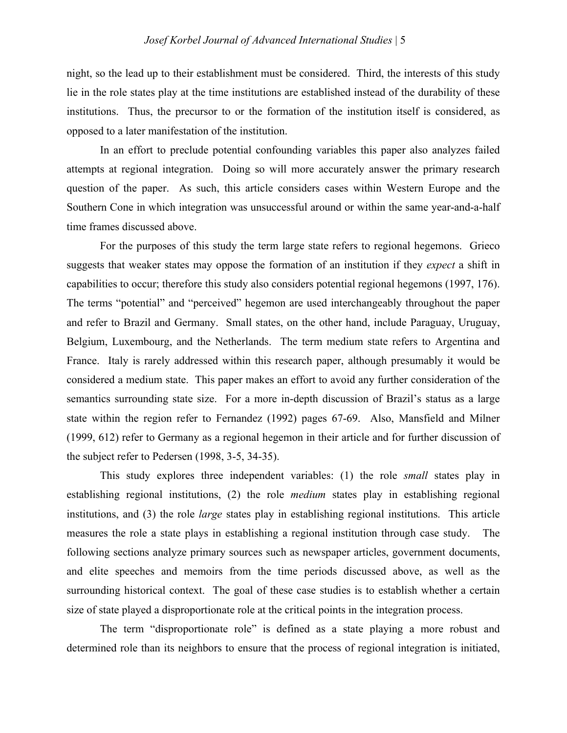night, so the lead up to their establishment must be considered. Third, the interests of this study lie in the role states play at the time institutions are established instead of the durability of these institutions. Thus, the precursor to or the formation of the institution itself is considered, as opposed to a later manifestation of the institution.

In an effort to preclude potential confounding variables this paper also analyzes failed attempts at regional integration. Doing so will more accurately answer the primary research question of the paper. As such, this article considers cases within Western Europe and the Southern Cone in which integration was unsuccessful around or within the same year-and-a-half time frames discussed above.

For the purposes of this study the term large state refers to regional hegemons. Grieco suggests that weaker states may oppose the formation of an institution if they *expect* a shift in capabilities to occur; therefore this study also considers potential regional hegemons (1997, 176). The terms "potential" and "perceived" hegemon are used interchangeably throughout the paper and refer to Brazil and Germany. Small states, on the other hand, include Paraguay, Uruguay, Belgium, Luxembourg, and the Netherlands. The term medium state refers to Argentina and France. Italy is rarely addressed within this research paper, although presumably it would be considered a medium state. This paper makes an effort to avoid any further consideration of the semantics surrounding state size. For a more in-depth discussion of Brazil's status as a large state within the region refer to Fernandez (1992) pages 67-69. Also, Mansfield and Milner (1999, 612) refer to Germany as a regional hegemon in their article and for further discussion of the subject refer to Pedersen (1998, 3-5, 34-35).

This study explores three independent variables: (1) the role *small* states play in establishing regional institutions, (2) the role *medium* states play in establishing regional institutions, and (3) the role *large* states play in establishing regional institutions. This article measures the role a state plays in establishing a regional institution through case study. The following sections analyze primary sources such as newspaper articles, government documents, and elite speeches and memoirs from the time periods discussed above, as well as the surrounding historical context. The goal of these case studies is to establish whether a certain size of state played a disproportionate role at the critical points in the integration process.

The term "disproportionate role" is defined as a state playing a more robust and determined role than its neighbors to ensure that the process of regional integration is initiated,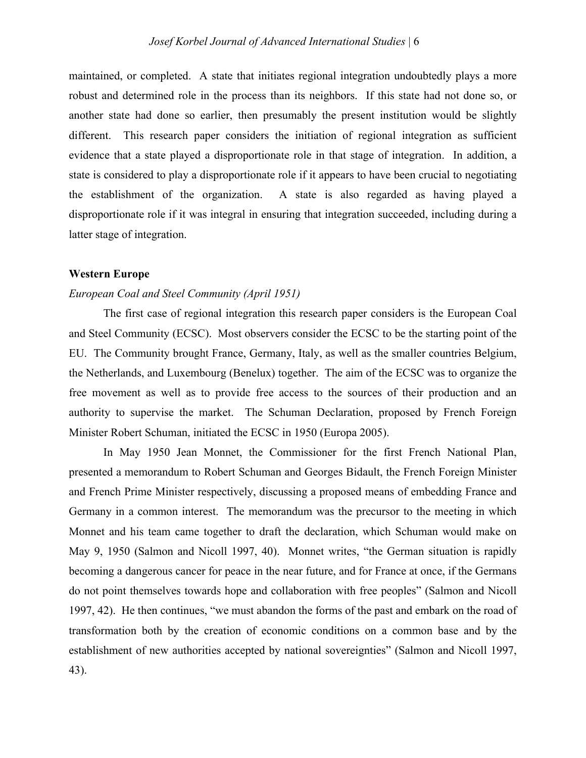maintained, or completed. A state that initiates regional integration undoubtedly plays a more robust and determined role in the process than its neighbors. If this state had not done so, or another state had done so earlier, then presumably the present institution would be slightly different. This research paper considers the initiation of regional integration as sufficient evidence that a state played a disproportionate role in that stage of integration. In addition, a state is considered to play a disproportionate role if it appears to have been crucial to negotiating the establishment of the organization. A state is also regarded as having played a disproportionate role if it was integral in ensuring that integration succeeded, including during a latter stage of integration.

**Western Europe**

*European Coal and Steel Community (April 1951)*

The first case of regional integration this research paper considers is the European Coal and Steel Community (ECSC). Most observers consider the ECSC to be the starting point of the EU. The Community brought France, Germany, Italy, as well as the smaller countries Belgium, the Netherlands, and Luxembourg (Benelux) together. The aim of the ECSC was to organize the free movement as well as to provide free access to the sources of their production and an authority to supervise the market. The Schuman Declaration, proposed by French Foreign Minister Robert Schuman, initiated the ECSC in 1950 (Europa 2005).

In May 1950 Jean Monnet, the Commissioner for the first French National Plan, presented a memorandum to Robert Schuman and Georges Bidault, the French Foreign Minister and French Prime Minister respectively, discussing a proposed means of embedding France and Germany in a common interest. The memorandum was the precursor to the meeting in which Monnet and his team came together to draft the declaration, which Schuman would make on May 9, 1950 (Salmon and Nicoll 1997, 40). Monnet writes, "the German situation is rapidly becoming a dangerous cancer for peace in the near future, and for France at once, if the Germans do not point themselves towards hope and collaboration with free peoples" (Salmon and Nicoll 1997, 42). He then continues, "we must abandon the forms of the past and embark on the road of transformation both by the creation of economic conditions on a common base and by the establishment of new authorities accepted by national sovereignties" (Salmon and Nicoll 1997, 43).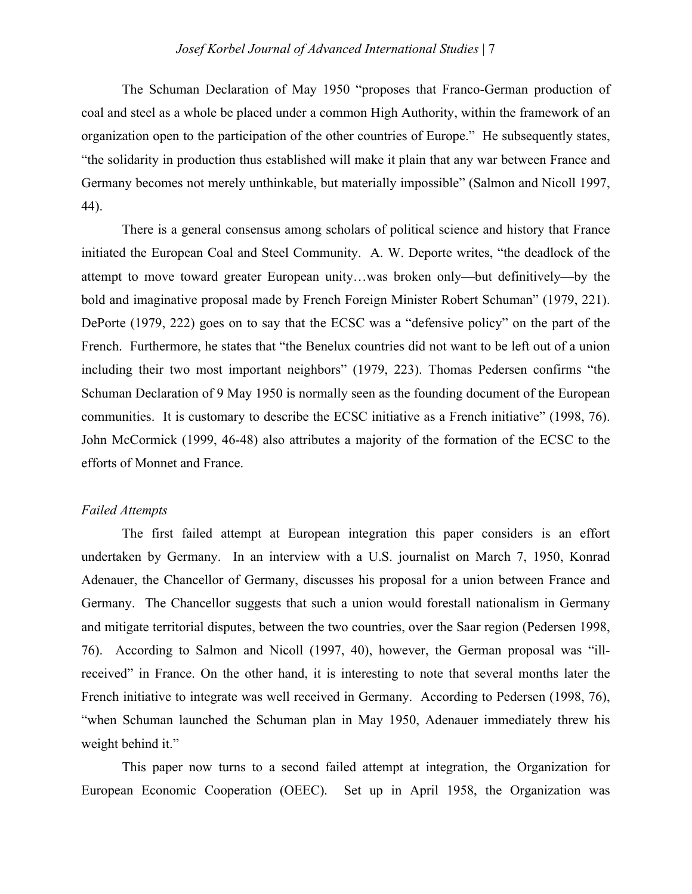The Schuman Declaration of May 1950 "proposes that Franco-German production of coal and steel as a whole be placed under a common High Authority, within the framework of an organization open to the participation of the other countries of Europe." He subsequently states, "the solidarity in production thus established will make it plain that any war between France and Germany becomes not merely unthinkable, but materially impossible" (Salmon and Nicoll 1997, 44).

There is a general consensus among scholars of political science and history that France initiated the European Coal and Steel Community. A. W. Deporte writes, "the deadlock of the attempt to move toward greater European unity…was broken only—but definitively—by the bold and imaginative proposal made by French Foreign Minister Robert Schuman" (1979, 221). DePorte (1979, 222) goes on to say that the ECSC was a "defensive policy" on the part of the French. Furthermore, he states that "the Benelux countries did not want to be left out of a union including their two most important neighbors" (1979, 223). Thomas Pedersen confirms "the Schuman Declaration of 9 May 1950 is normally seen as the founding document of the European communities. It is customary to describe the ECSC initiative as a French initiative" (1998, 76). John McCormick (1999, 46-48) also attributes a majority of the formation of the ECSC to the efforts of Monnet and France.

*Failed Attempts*

The first failed attempt at European integration this paper considers is an effort undertaken by Germany. In an interview with a U.S. journalist on March 7, 1950, Konrad Adenauer, the Chancellor of Germany, discusses his proposal for a union between France and Germany. The Chancellor suggests that such a union would forestall nationalism in Germany and mitigate territorial disputes, between the two countries, over the Saar region (Pedersen 1998, 76). According to Salmon and Nicoll (1997, 40), however, the German proposal was "ill-received" in France. On the other hand, it is interesting to note that several months later the French initiative to integrate was well received in Germany. According to Pedersen (1998, 76), "when Schuman launched the Schuman plan in May 1950, Adenauer immediately threw his weight behind it."

This paper now turns to a second failed attempt at integration, the Organization for European Economic Cooperation (OEEC). Set up in April 1958, the Organization was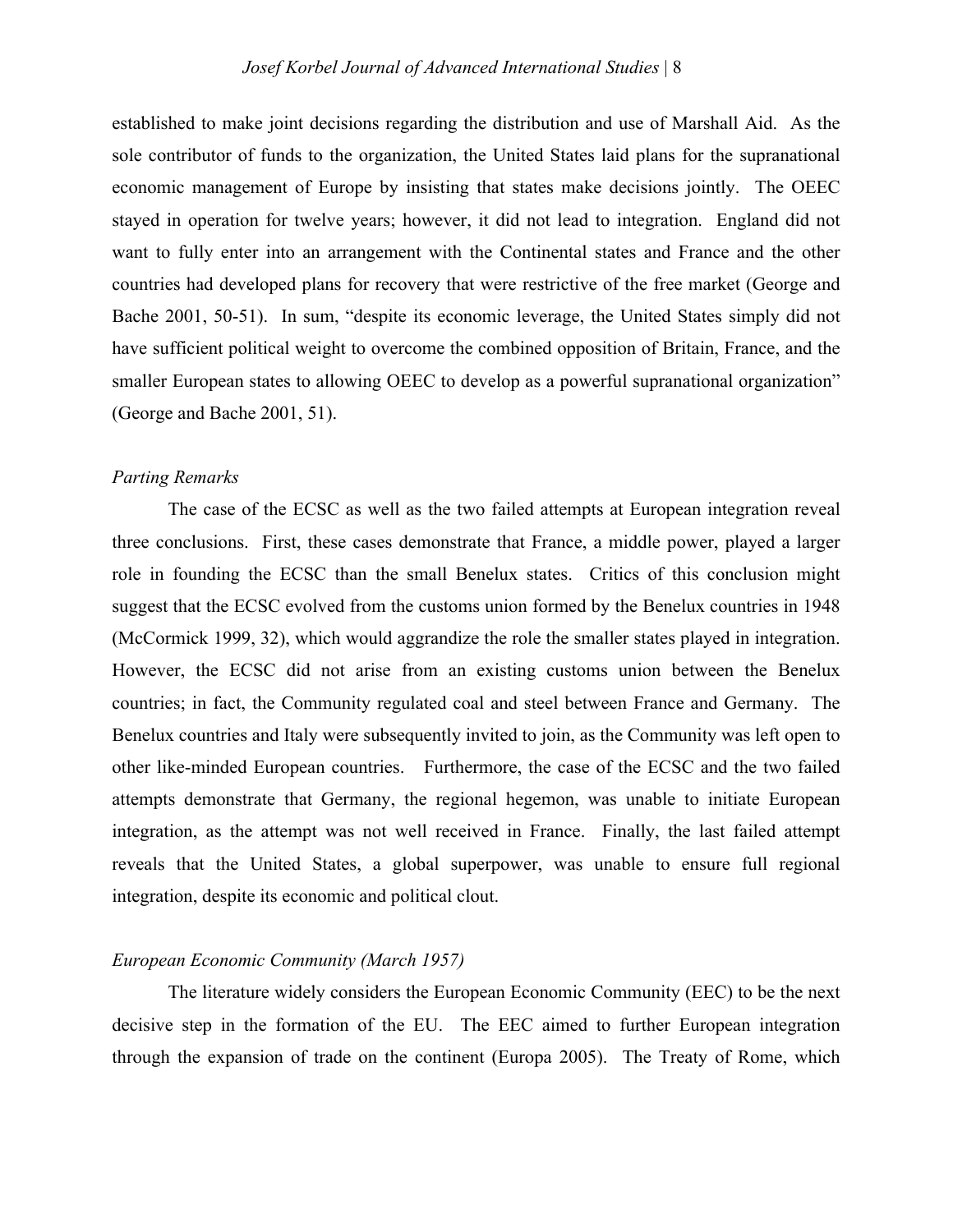established to make joint decisions regarding the distribution and use of Marshall Aid. As the sole contributor of funds to the organization, the United States laid plans for the supranational economic management of Europe by insisting that states make decisions jointly. The OEEC stayed in operation for twelve years; however, it did not lead to integration. England did not want to fully enter into an arrangement with the Continental states and France and the other countries had developed plans for recovery that were restrictive of the free market (George and Bache 2001, 50-51). In sum, "despite its economic leverage, the United States simply did not have sufficient political weight to overcome the combined opposition of Britain, France, and the smaller European states to allowing OEEC to develop as a powerful supranational organization" (George and Bache 2001, 51).

*Parting Remarks*

The case of the ECSC as well as the two failed attempts at European integration reveal three conclusions. First, these cases demonstrate that France, a middle power, played a larger role in founding the ECSC than the small Benelux states. Critics of this conclusion might suggest that the ECSC evolved from the customs union formed by the Benelux countries in 1948 (McCormick 1999, 32), which would aggrandize the role the smaller states played in integration. However, the ECSC did not arise from an existing customs union between the Benelux countries; in fact, the Community regulated coal and steel between France and Germany. The Benelux countries and Italy were subsequently invited to join, as the Community was left open to other like-minded European countries. Furthermore, the case of the ECSC and the two failed attempts demonstrate that Germany, the regional hegemon, was unable to initiate European integration, as the attempt was not well received in France. Finally, the last failed attempt reveals that the United States, a global superpower, was unable to ensure full regional integration, despite its economic and political clout.

*European Economic Community (March 1957)*

The literature widely considers the European Economic Community (EEC) to be the next decisive step in the formation of the EU. The EEC aimed to further European integration through the expansion of trade on the continent (Europa 2005). The Treaty of Rome, which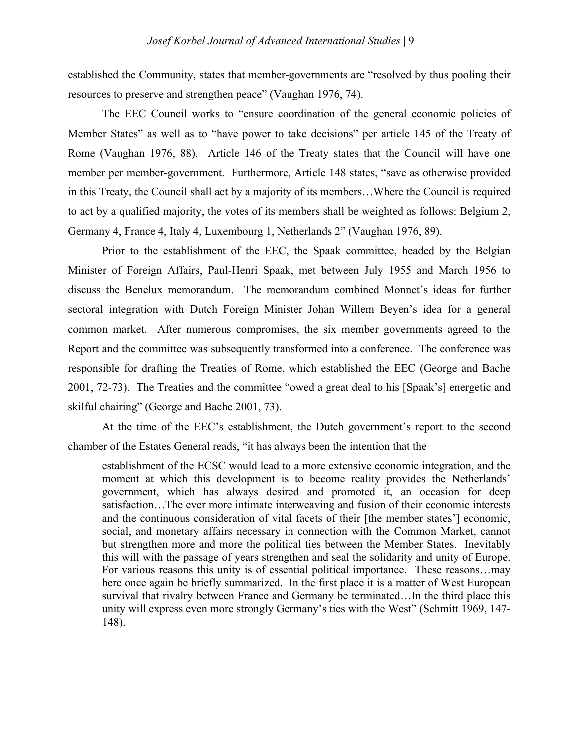established the Community, states that member-governments are "resolved by thus pooling their resources to preserve and strengthen peace" (Vaughan 1976, 74).

The EEC Council works to "ensure coordination of the general economic policies of Member States" as well as to "have power to take decisions" per article 145 of the Treaty of Rome (Vaughan 1976, 88). Article 146 of the Treaty states that the Council will have one member per member-government. Furthermore, Article 148 states, "save as otherwise provided in this Treaty, the Council shall act by a majority of its members…Where the Council is required to act by a qualified majority, the votes of its members shall be weighted as follows: Belgium 2, Germany 4, France 4, Italy 4, Luxembourg 1, Netherlands 2" (Vaughan 1976, 89).

Prior to the establishment of the EEC, the Spaak committee, headed by the Belgian Minister of Foreign Affairs, Paul-Henri Spaak, met between July 1955 and March 1956 to discuss the Benelux memorandum. The memorandum combined Monnet's ideas for further sectoral integration with Dutch Foreign Minister Johan Willem Beyen's idea for a general common market. After numerous compromises, the six member governments agreed to the Report and the committee was subsequently transformed into a conference. The conference was responsible for drafting the Treaties of Rome, which established the EEC (George and Bache 2001, 72-73). The Treaties and the committee "owed a great deal to his [Spaak's] energetic and skilful chairing" (George and Bache 2001, 73).

At the time of the EEC's establishment, the Dutch government's report to the second chamber of the Estates General reads, "it has always been the intention that the

> establishment of the ECSC would lead to a more extensive economic integration, and the moment at which this development is to become reality provides the Netherlands' government, which has always desired and promoted it, an occasion for deep satisfaction…The ever more intimate interweaving and fusion of their economic interests and the continuous consideration of vital facets of their [the member states'] economic, social, and monetary affairs necessary in connection with the Common Market, cannot but strengthen more and more the political ties between the Member States. Inevitably this will with the passage of years strengthen and seal the solidarity and unity of Europe. For various reasons this unity is of essential political importance. These reasons…may here once again be briefly summarized. In the first place it is a matter of West European survival that rivalry between France and Germany be terminated…In the third place this unity will express even more strongly Germany's ties with the West" (Schmitt 1969, 147-148).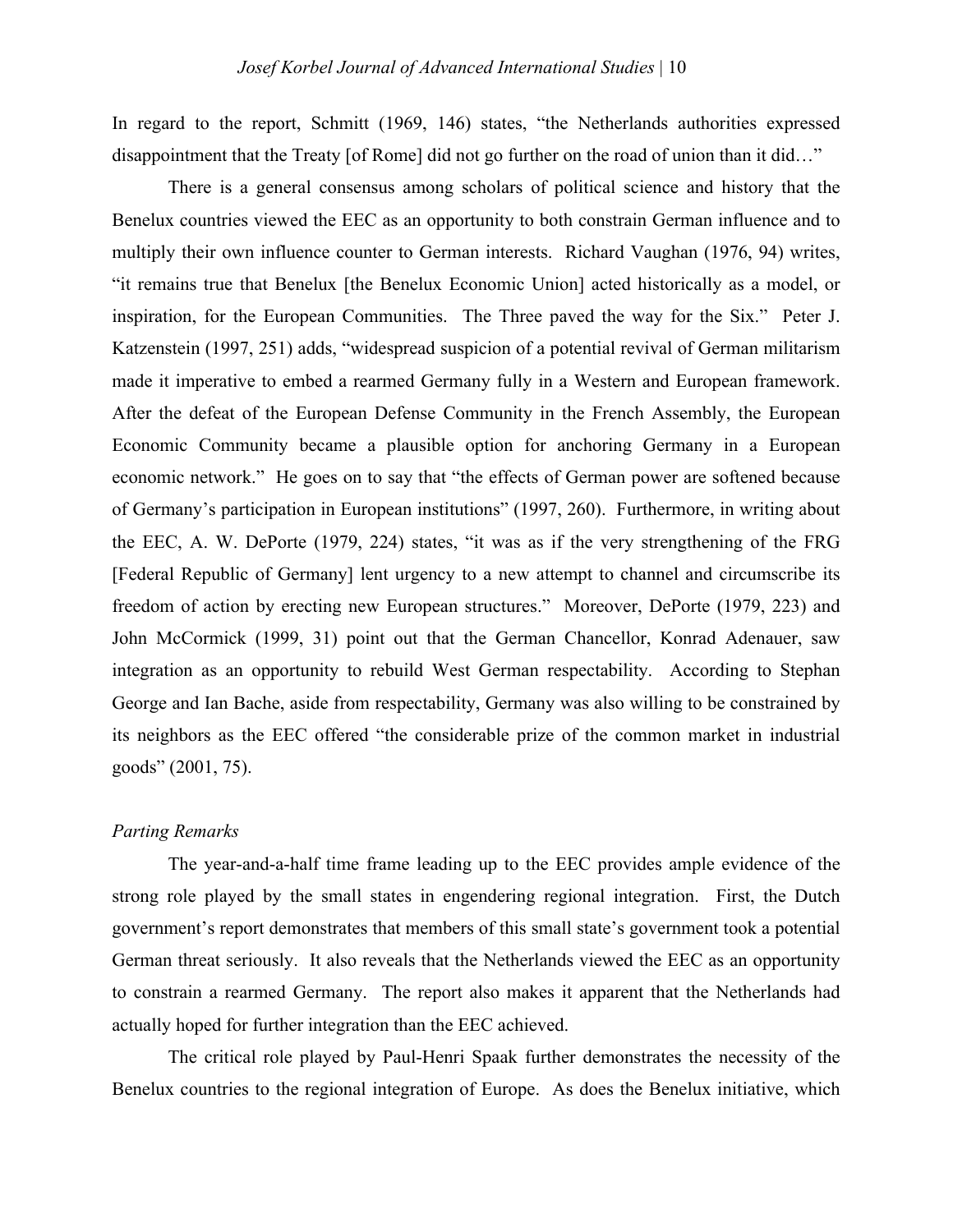In regard to the report, Schmitt (1969, 146) states, "the Netherlands authorities expressed disappointment that the Treaty [of Rome] did not go further on the road of union than it did…"

There is a general consensus among scholars of political science and history that the Benelux countries viewed the EEC as an opportunity to both constrain German influence and to multiply their own influence counter to German interests. Richard Vaughan (1976, 94) writes, "it remains true that Benelux [the Benelux Economic Union] acted historically as a model, or inspiration, for the European Communities. The Three paved the way for the Six." Peter J. Katzenstein (1997, 251) adds, "widespread suspicion of a potential revival of German militarism made it imperative to embed a rearmed Germany fully in a Western and European framework. After the defeat of the European Defense Community in the French Assembly, the European Economic Community became a plausible option for anchoring Germany in a European economic network." He goes on to say that "the effects of German power are softened because of Germany's participation in European institutions" (1997, 260). Furthermore, in writing about the EEC, A. W. DePorte (1979, 224) states, "it was as if the very strengthening of the FRG [Federal Republic of Germany] lent urgency to a new attempt to channel and circumscribe its freedom of action by erecting new European structures." Moreover, DePorte (1979, 223) and John McCormick (1999, 31) point out that the German Chancellor, Konrad Adenauer, saw integration as an opportunity to rebuild West German respectability. According to Stephan George and Ian Bache, aside from respectability, Germany was also willing to be constrained by its neighbors as the EEC offered "the considerable prize of the common market in industrial goods" (2001, 75).

*Parting Remarks*

The year-and-a-half time frame leading up to the EEC provides ample evidence of the strong role played by the small states in engendering regional integration. First, the Dutch government's report demonstrates that members of this small state's government took a potential German threat seriously. It also reveals that the Netherlands viewed the EEC as an opportunity to constrain a rearmed Germany. The report also makes it apparent that the Netherlands had actually hoped for further integration than the EEC achieved.

The critical role played by Paul-Henri Spaak further demonstrates the necessity of the Benelux countries to the regional integration of Europe. As does the Benelux initiative, which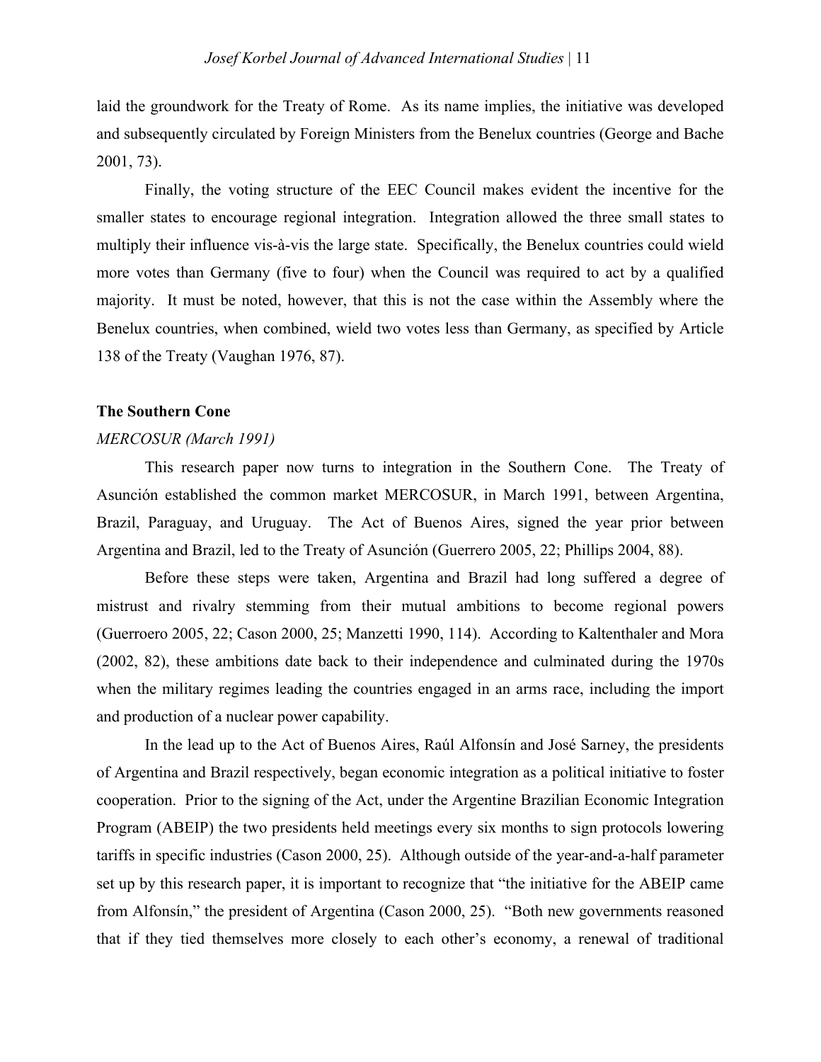laid the groundwork for the Treaty of Rome. As its name implies, the initiative was developed and subsequently circulated by Foreign Ministers from the Benelux countries (George and Bache 2001, 73).

Finally, the voting structure of the EEC Council makes evident the incentive for the smaller states to encourage regional integration. Integration allowed the three small states to multiply their influence vis-à-vis the large state. Specifically, the Benelux countries could wield more votes than Germany (five to four) when the Council was required to act by a qualified majority. It must be noted, however, that this is not the case within the Assembly where the Benelux countries, when combined, wield two votes less than Germany, as specified by Article 138 of the Treaty (Vaughan 1976, 87).

## The Southern Cone

### *MERCOSUR (March 1991)*

This research paper now turns to integration in the Southern Cone. The Treaty of Asunción established the common market MERCOSUR, in March 1991, between Argentina, Brazil, Paraguay, and Uruguay. The Act of Buenos Aires, signed the year prior between Argentina and Brazil, led to the Treaty of Asunción (Guerrero 2005, 22; Phillips 2004, 88).

Before these steps were taken, Argentina and Brazil had long suffered a degree of mistrust and rivalry stemming from their mutual ambitions to become regional powers (Guerroero 2005, 22; Cason 2000, 25; Manzetti 1990, 114). According to Kaltenthaler and Mora (2002, 82), these ambitions date back to their independence and culminated during the 1970s when the military regimes leading the countries engaged in an arms race, including the import and production of a nuclear power capability.

In the lead up to the Act of Buenos Aires, Raúl Alfonsín and José Sarney, the presidents of Argentina and Brazil respectively, began economic integration as a political initiative to foster cooperation. Prior to the signing of the Act, under the Argentine Brazilian Economic Integration Program (ABEIP) the two presidents held meetings every six months to sign protocols lowering tariffs in specific industries (Cason 2000, 25). Although outside of the year-and-a-half parameter set up by this research paper, it is important to recognize that "the initiative for the ABEIP came from Alfonsín," the president of Argentina (Cason 2000, 25). "Both new governments reasoned that if they tied themselves more closely to each other's economy, a renewal of traditional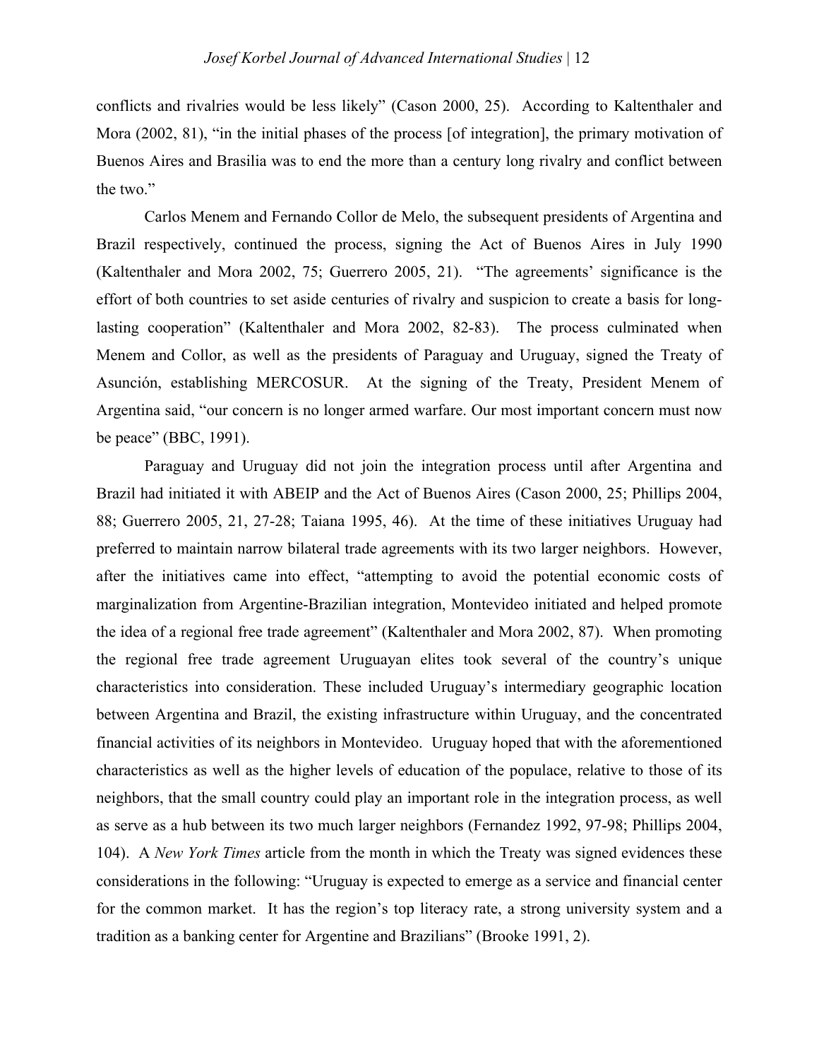conflicts and rivalries would be less likely" (Cason 2000, 25). According to Kaltenthaler and Mora (2002, 81), "in the initial phases of the process [of integration], the primary motivation of Buenos Aires and Brasilia was to end the more than a century long rivalry and conflict between the two."

Carlos Menem and Fernando Collor de Melo, the subsequent presidents of Argentina and Brazil respectively, continued the process, signing the Act of Buenos Aires in July 1990 (Kaltenthaler and Mora 2002, 75; Guerrero 2005, 21). "The agreements' significance is the effort of both countries to set aside centuries of rivalry and suspicion to create a basis for long-lasting cooperation" (Kaltenthaler and Mora 2002, 82-83). The process culminated when Menem and Collor, as well as the presidents of Paraguay and Uruguay, signed the Treaty of Asunción, establishing MERCOSUR. At the signing of the Treaty, President Menem of Argentina said, "our concern is no longer armed warfare. Our most important concern must now be peace" (BBC, 1991).

Paraguay and Uruguay did not join the integration process until after Argentina and Brazil had initiated it with ABEIP and the Act of Buenos Aires (Cason 2000, 25; Phillips 2004, 88; Guerrero 2005, 21, 27-28; Taiana 1995, 46). At the time of these initiatives Uruguay had preferred to maintain narrow bilateral trade agreements with its two larger neighbors. However, after the initiatives came into effect, "attempting to avoid the potential economic costs of marginalization from Argentine-Brazilian integration, Montevideo initiated and helped promote the idea of a regional free trade agreement" (Kaltenthaler and Mora 2002, 87). When promoting the regional free trade agreement Uruguayan elites took several of the country's unique characteristics into consideration. These included Uruguay's intermediary geographic location between Argentina and Brazil, the existing infrastructure within Uruguay, and the concentrated financial activities of its neighbors in Montevideo. Uruguay hoped that with the aforementioned characteristics as well as the higher levels of education of the populace, relative to those of its neighbors, that the small country could play an important role in the integration process, as well as serve as a hub between its two much larger neighbors (Fernandez 1992, 97-98; Phillips 2004, 104). A *New York Times* article from the month in which the Treaty was signed evidences these considerations in the following: "Uruguay is expected to emerge as a service and financial center for the common market. It has the region's top literacy rate, a strong university system and a tradition as a banking center for Argentine and Brazilians" (Brooke 1991, 2).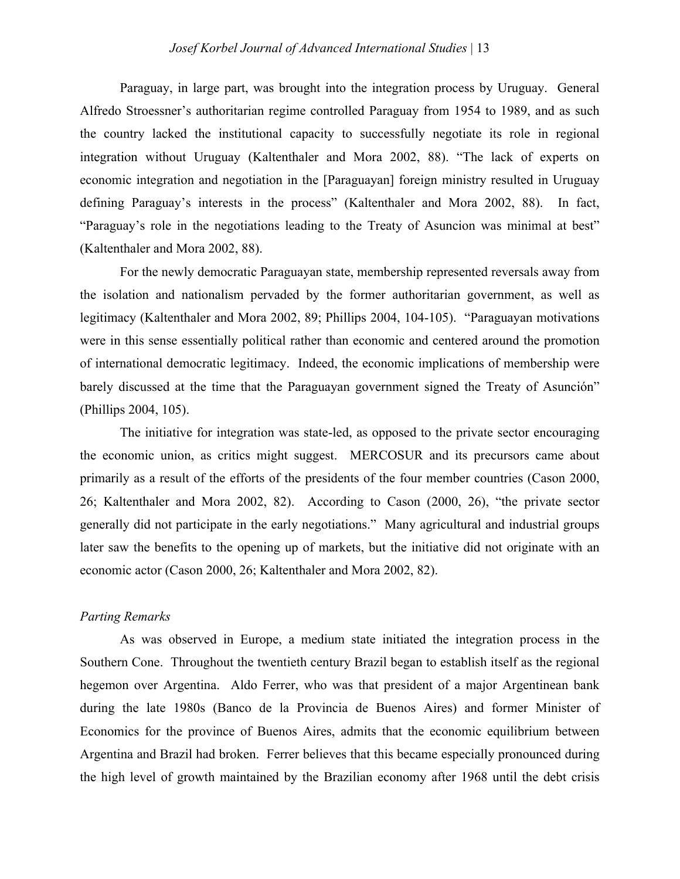Paraguay, in large part, was brought into the integration process by Uruguay. General Alfredo Stroessner's authoritarian regime controlled Paraguay from 1954 to 1989, and as such the country lacked the institutional capacity to successfully negotiate its role in regional integration without Uruguay (Kaltenthaler and Mora 2002, 88). "The lack of experts on economic integration and negotiation in the [Paraguayan] foreign ministry resulted in Uruguay defining Paraguay's interests in the process" (Kaltenthaler and Mora 2002, 88). In fact, "Paraguay's role in the negotiations leading to the Treaty of Asuncion was minimal at best" (Kaltenthaler and Mora 2002, 88).

For the newly democratic Paraguayan state, membership represented reversals away from the isolation and nationalism pervaded by the former authoritarian government, as well as legitimacy (Kaltenthaler and Mora 2002, 89; Phillips 2004, 104-105). "Paraguayan motivations were in this sense essentially political rather than economic and centered around the promotion of international democratic legitimacy. Indeed, the economic implications of membership were barely discussed at the time that the Paraguayan government signed the Treaty of Asunción" (Phillips 2004, 105).

The initiative for integration was state-led, as opposed to the private sector encouraging the economic union, as critics might suggest. MERCOSUR and its precursors came about primarily as a result of the efforts of the presidents of the four member countries (Cason 2000, 26; Kaltenthaler and Mora 2002, 82). According to Cason (2000, 26), "the private sector generally did not participate in the early negotiations." Many agricultural and industrial groups later saw the benefits to the opening up of markets, but the initiative did not originate with an economic actor (Cason 2000, 26; Kaltenthaler and Mora 2002, 82).

*Parting Remarks*

As was observed in Europe, a medium state initiated the integration process in the Southern Cone. Throughout the twentieth century Brazil began to establish itself as the regional hegemon over Argentina. Aldo Ferrer, who was that president of a major Argentinean bank during the late 1980s (Banco de la Provincia de Buenos Aires) and former Minister of Economics for the province of Buenos Aires, admits that the economic equilibrium between Argentina and Brazil had broken. Ferrer believes that this became especially pronounced during the high level of growth maintained by the Brazilian economy after 1968 until the debt crisis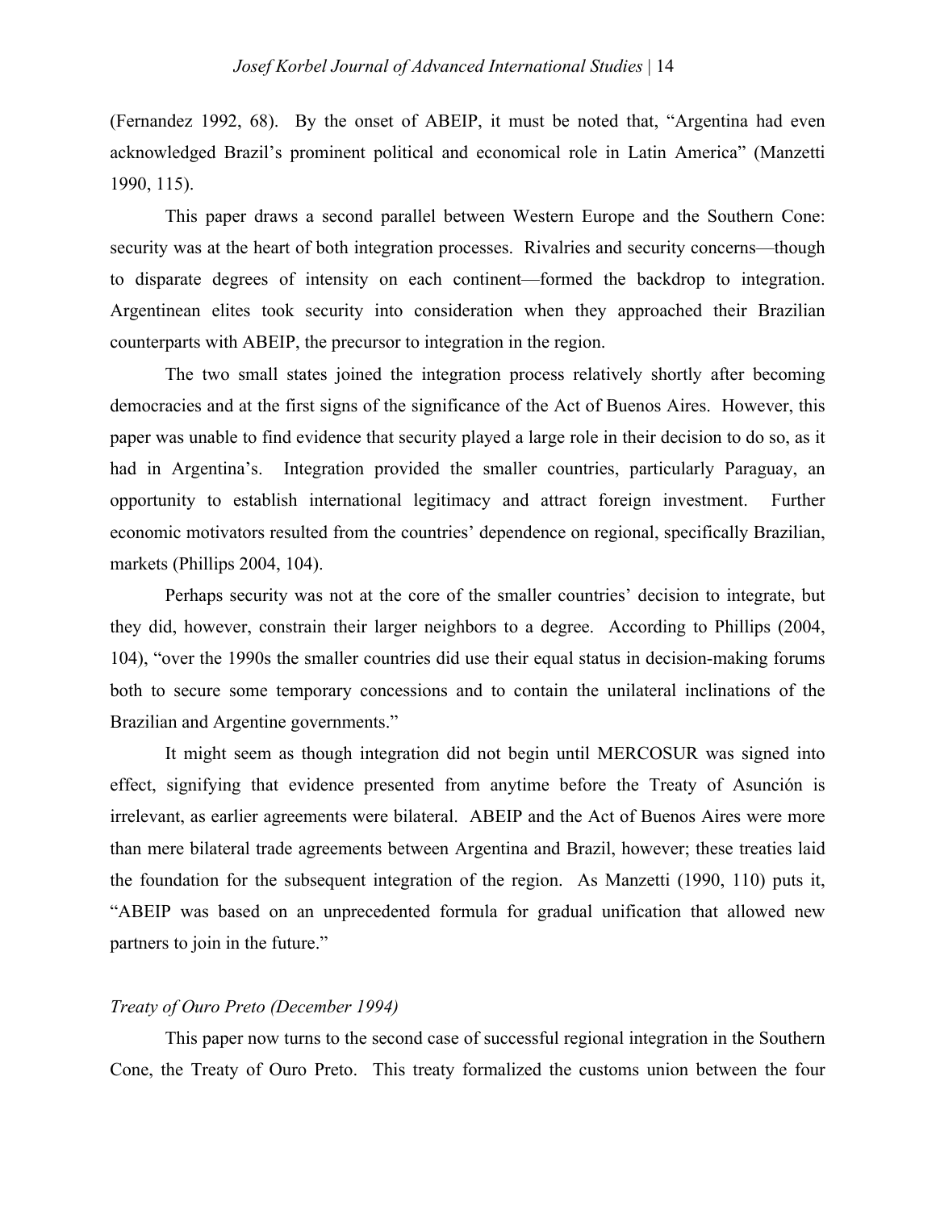(Fernandez 1992, 68). By the onset of ABEIP, it must be noted that, "Argentina had even acknowledged Brazil's prominent political and economical role in Latin America" (Manzetti 1990, 115).

This paper draws a second parallel between Western Europe and the Southern Cone: security was at the heart of both integration processes. Rivalries and security concerns—though to disparate degrees of intensity on each continent—formed the backdrop to integration. Argentinean elites took security into consideration when they approached their Brazilian counterparts with ABEIP, the precursor to integration in the region.

The two small states joined the integration process relatively shortly after becoming democracies and at the first signs of the significance of the Act of Buenos Aires. However, this paper was unable to find evidence that security played a large role in their decision to do so, as it had in Argentina's. Integration provided the smaller countries, particularly Paraguay, an opportunity to establish international legitimacy and attract foreign investment. Further economic motivators resulted from the countries' dependence on regional, specifically Brazilian, markets (Phillips 2004, 104).

Perhaps security was not at the core of the smaller countries' decision to integrate, but they did, however, constrain their larger neighbors to a degree. According to Phillips (2004, 104), "over the 1990s the smaller countries did use their equal status in decision-making forums both to secure some temporary concessions and to contain the unilateral inclinations of the Brazilian and Argentine governments."

It might seem as though integration did not begin until MERCOSUR was signed into effect, signifying that evidence presented from anytime before the Treaty of Asunción is irrelevant, as earlier agreements were bilateral. ABEIP and the Act of Buenos Aires were more than mere bilateral trade agreements between Argentina and Brazil, however; these treaties laid the foundation for the subsequent integration of the region. As Manzetti (1990, 110) puts it, "ABEIP was based on an unprecedented formula for gradual unification that allowed new partners to join in the future."

*Treaty of Ouro Preto (December 1994)*

This paper now turns to the second case of successful regional integration in the Southern Cone, the Treaty of Ouro Preto. This treaty formalized the customs union between the four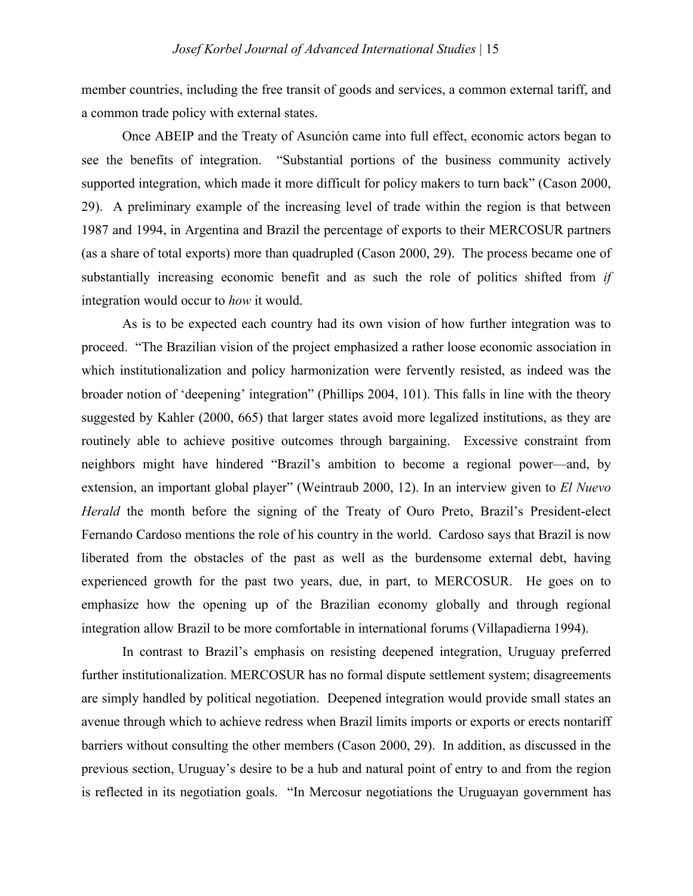member countries, including the free transit of goods and services, a common external tariff, and a common trade policy with external states.

Once ABEIP and the Treaty of Asunción came into full effect, economic actors began to see the benefits of integration. "Substantial portions of the business community actively supported integration, which made it more difficult for policy makers to turn back" (Cason 2000, 29). A preliminary example of the increasing level of trade within the region is that between 1987 and 1994, in Argentina and Brazil the percentage of exports to their MERCOSUR partners (as a share of total exports) more than quadrupled (Cason 2000, 29). The process became one of substantially increasing economic benefit and as such the role of politics shifted from *if* integration would occur to *how* it would.

As is to be expected each country had its own vision of how further integration was to proceed. "The Brazilian vision of the project emphasized a rather loose economic association in which institutionalization and policy harmonization were fervently resisted, as indeed was the broader notion of 'deepening' integration" (Phillips 2004, 101). This falls in line with the theory suggested by Kahler (2000, 665) that larger states avoid more legalized institutions, as they are routinely able to achieve positive outcomes through bargaining. Excessive constraint from neighbors might have hindered "Brazil's ambition to become a regional power—and, by extension, an important global player" (Weintraub 2000, 12). In an interview given to *El Nuevo Herald* the month before the signing of the Treaty of Ouro Preto, Brazil's President-elect Fernando Cardoso mentions the role of his country in the world. Cardoso says that Brazil is now liberated from the obstacles of the past as well as the burdensome external debt, having experienced growth for the past two years, due, in part, to MERCOSUR. He goes on to emphasize how the opening up of the Brazilian economy globally and through regional integration allow Brazil to be more comfortable in international forums (Villapadierna 1994).

In contrast to Brazil's emphasis on resisting deepened integration, Uruguay preferred further institutionalization. MERCOSUR has no formal dispute settlement system; disagreements are simply handled by political negotiation. Deepened integration would provide small states an avenue through which to achieve redress when Brazil limits imports or exports or erects nontariff barriers without consulting the other members (Cason 2000, 29). In addition, as discussed in the previous section, Uruguay's desire to be a hub and natural point of entry to and from the region is reflected in its negotiation goals. "In Mercosur negotiations the Uruguayan government has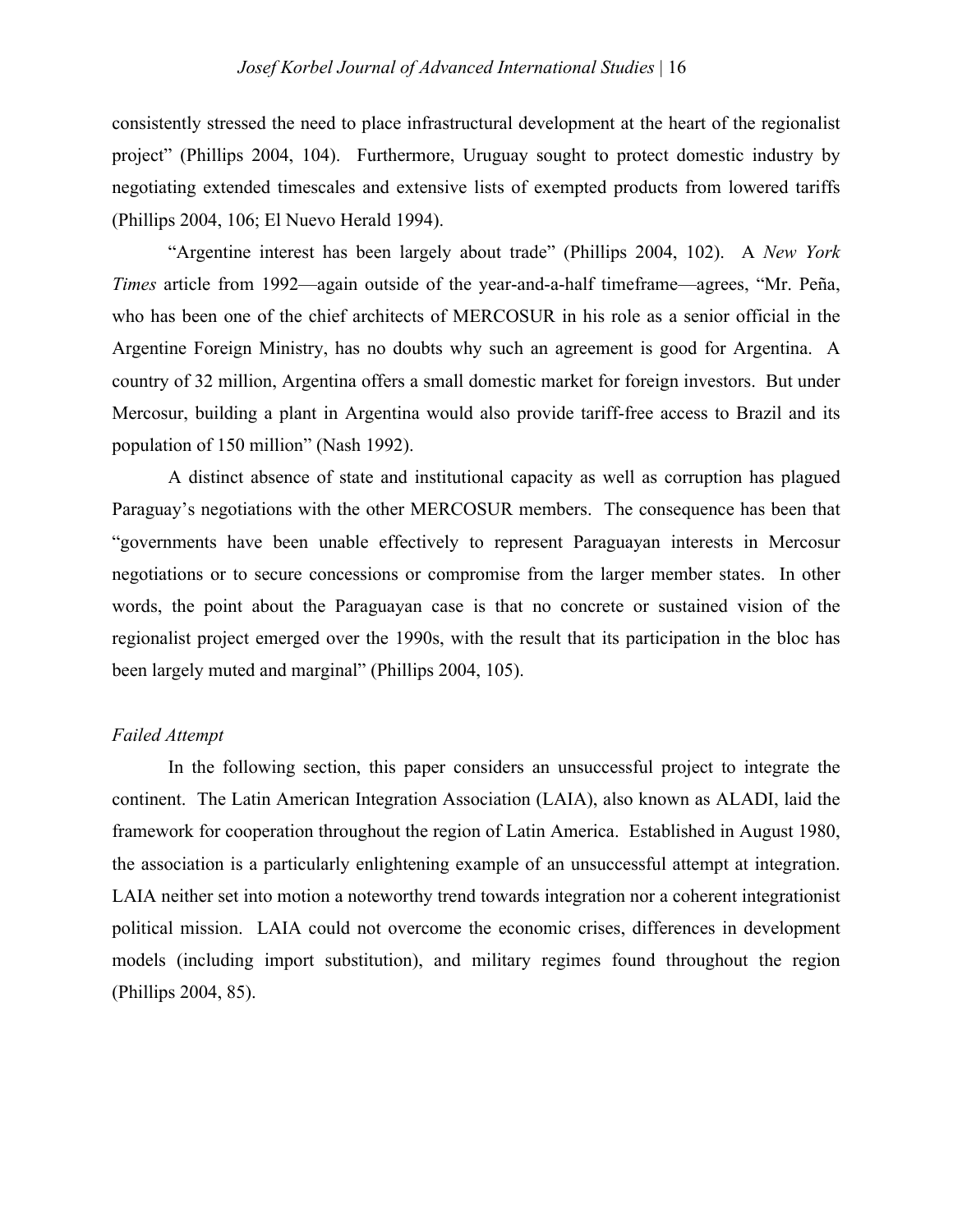consistently stressed the need to place infrastructural development at the heart of the regionalist project" (Phillips 2004, 104). Furthermore, Uruguay sought to protect domestic industry by negotiating extended timescales and extensive lists of exempted products from lowered tariffs (Phillips 2004, 106; El Nuevo Herald 1994).

"Argentine interest has been largely about trade" (Phillips 2004, 102). A *New York Times* article from 1992—again outside of the year-and-a-half timeframe—agrees, "Mr. Peña, who has been one of the chief architects of MERCOSUR in his role as a senior official in the Argentine Foreign Ministry, has no doubts why such an agreement is good for Argentina. A country of 32 million, Argentina offers a small domestic market for foreign investors. But under Mercosur, building a plant in Argentina would also provide tariff-free access to Brazil and its population of 150 million" (Nash 1992).

A distinct absence of state and institutional capacity as well as corruption has plagued Paraguay's negotiations with the other MERCOSUR members. The consequence has been that "governments have been unable effectively to represent Paraguayan interests in Mercosur negotiations or to secure concessions or compromise from the larger member states. In other words, the point about the Paraguayan case is that no concrete or sustained vision of the regionalist project emerged over the 1990s, with the result that its participation in the bloc has been largely muted and marginal" (Phillips 2004, 105).

*Failed Attempt*

In the following section, this paper considers an unsuccessful project to integrate the continent. The Latin American Integration Association (LAIA), also known as ALADI, laid the framework for cooperation throughout the region of Latin America. Established in August 1980, the association is a particularly enlightening example of an unsuccessful attempt at integration. LAIA neither set into motion a noteworthy trend towards integration nor a coherent integrationist political mission. LAIA could not overcome the economic crises, differences in development models (including import substitution), and military regimes found throughout the region (Phillips 2004, 85).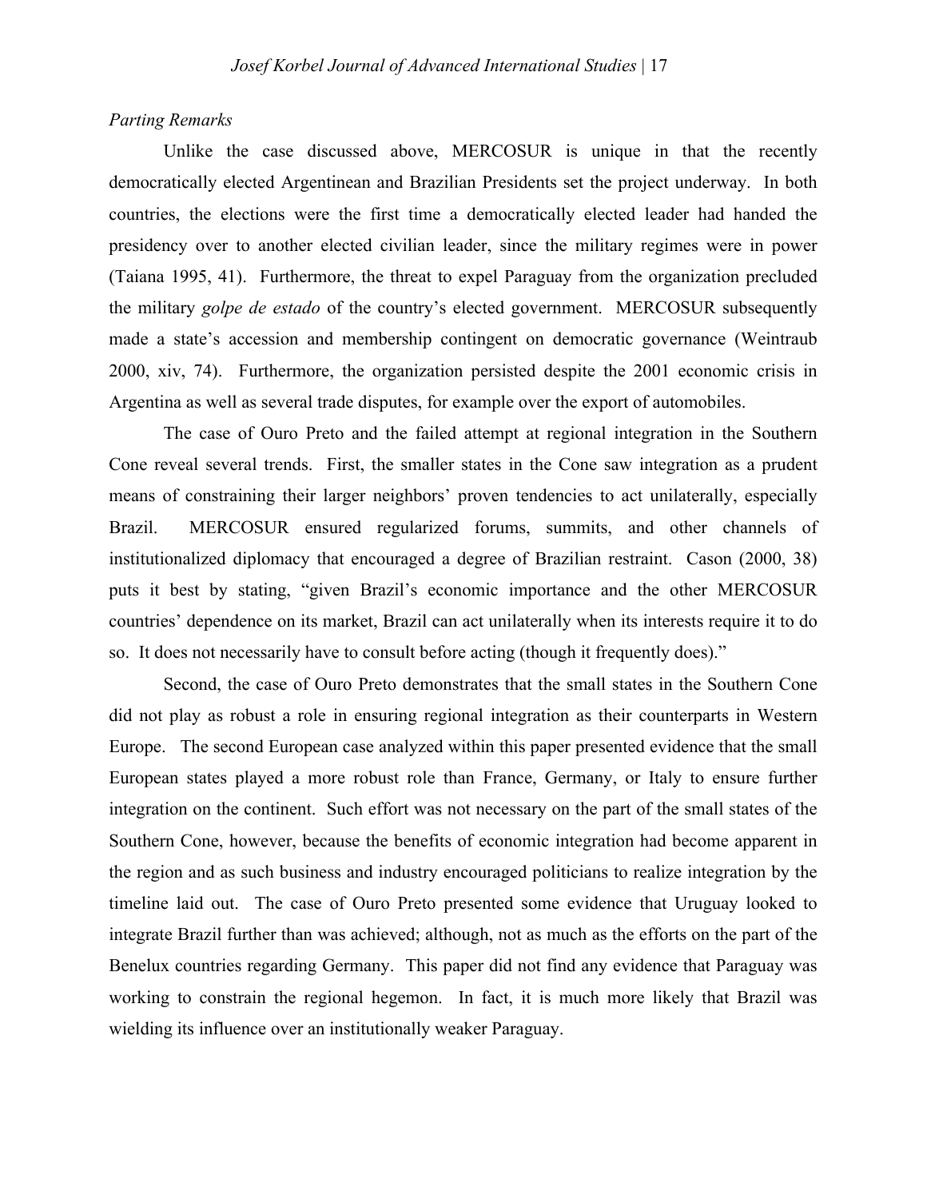*Parting Remarks*

Unlike the case discussed above, MERCOSUR is unique in that the recently democratically elected Argentinean and Brazilian Presidents set the project underway. In both countries, the elections were the first time a democratically elected leader had handed the presidency over to another elected civilian leader, since the military regimes were in power (Taiana 1995, 41). Furthermore, the threat to expel Paraguay from the organization precluded the military *golpe de estado* of the country's elected government. MERCOSUR subsequently made a state's accession and membership contingent on democratic governance (Weintraub 2000, xiv, 74). Furthermore, the organization persisted despite the 2001 economic crisis in Argentina as well as several trade disputes, for example over the export of automobiles.

The case of Ouro Preto and the failed attempt at regional integration in the Southern Cone reveal several trends. First, the smaller states in the Cone saw integration as a prudent means of constraining their larger neighbors' proven tendencies to act unilaterally, especially Brazil. MERCOSUR ensured regularized forums, summits, and other channels of institutionalized diplomacy that encouraged a degree of Brazilian restraint. Cason (2000, 38) puts it best by stating, "given Brazil's economic importance and the other MERCOSUR countries' dependence on its market, Brazil can act unilaterally when its interests require it to do so. It does not necessarily have to consult before acting (though it frequently does)."

Second, the case of Ouro Preto demonstrates that the small states in the Southern Cone did not play as robust a role in ensuring regional integration as their counterparts in Western Europe. The second European case analyzed within this paper presented evidence that the small European states played a more robust role than France, Germany, or Italy to ensure further integration on the continent. Such effort was not necessary on the part of the small states of the Southern Cone, however, because the benefits of economic integration had become apparent in the region and as such business and industry encouraged politicians to realize integration by the timeline laid out. The case of Ouro Preto presented some evidence that Uruguay looked to integrate Brazil further than was achieved; although, not as much as the efforts on the part of the Benelux countries regarding Germany. This paper did not find any evidence that Paraguay was working to constrain the regional hegemon. In fact, it is much more likely that Brazil was wielding its influence over an institutionally weaker Paraguay.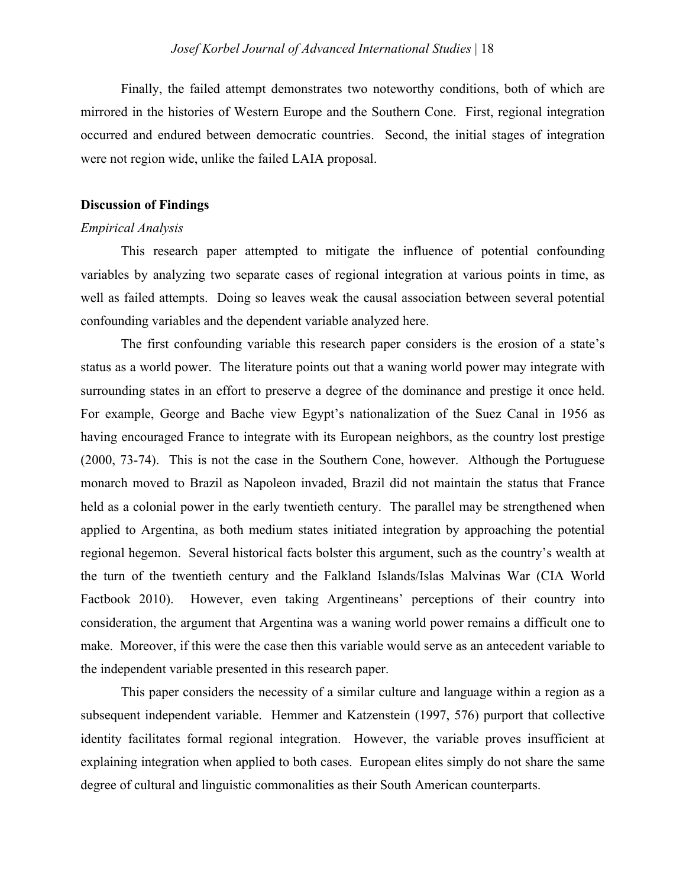Finally, the failed attempt demonstrates two noteworthy conditions, both of which are mirrored in the histories of Western Europe and the Southern Cone. First, regional integration occurred and endured between democratic countries. Second, the initial stages of integration were not region wide, unlike the failed LAIA proposal.

**Discussion of Findings**

*Empirical Analysis*

This research paper attempted to mitigate the influence of potential confounding variables by analyzing two separate cases of regional integration at various points in time, as well as failed attempts. Doing so leaves weak the causal association between several potential confounding variables and the dependent variable analyzed here.

The first confounding variable this research paper considers is the erosion of a state's status as a world power. The literature points out that a waning world power may integrate with surrounding states in an effort to preserve a degree of the dominance and prestige it once held. For example, George and Bache view Egypt's nationalization of the Suez Canal in 1956 as having encouraged France to integrate with its European neighbors, as the country lost prestige (2000, 73-74). This is not the case in the Southern Cone, however. Although the Portuguese monarch moved to Brazil as Napoleon invaded, Brazil did not maintain the status that France held as a colonial power in the early twentieth century. The parallel may be strengthened when applied to Argentina, as both medium states initiated integration by approaching the potential regional hegemon. Several historical facts bolster this argument, such as the country's wealth at the turn of the twentieth century and the Falkland Islands/Islas Malvinas War (CIA World Factbook 2010). However, even taking Argentineans' perceptions of their country into consideration, the argument that Argentina was a waning world power remains a difficult one to make. Moreover, if this were the case then this variable would serve as an antecedent variable to the independent variable presented in this research paper.

This paper considers the necessity of a similar culture and language within a region as a subsequent independent variable. Hemmer and Katzenstein (1997, 576) purport that collective identity facilitates formal regional integration. However, the variable proves insufficient at explaining integration when applied to both cases. European elites simply do not share the same degree of cultural and linguistic commonalities as their South American counterparts.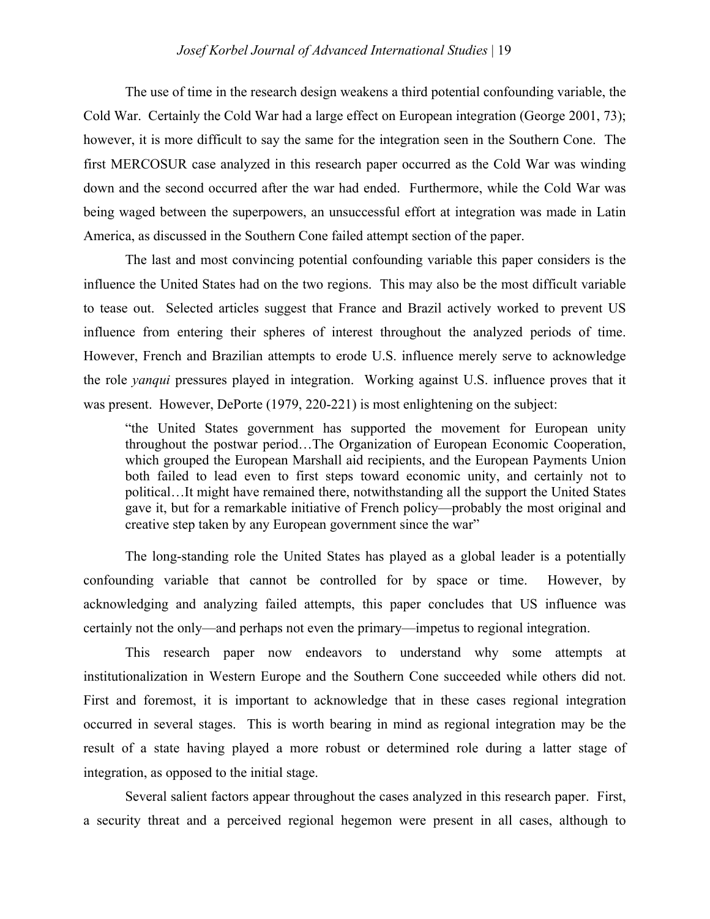The use of time in the research design weakens a third potential confounding variable, the Cold War. Certainly the Cold War had a large effect on European integration (George 2001, 73); however, it is more difficult to say the same for the integration seen in the Southern Cone. The first MERCOSUR case analyzed in this research paper occurred as the Cold War was winding down and the second occurred after the war had ended. Furthermore, while the Cold War was being waged between the superpowers, an unsuccessful effort at integration was made in Latin America, as discussed in the Southern Cone failed attempt section of the paper.

The last and most convincing potential confounding variable this paper considers is the influence the United States had on the two regions. This may also be the most difficult variable to tease out. Selected articles suggest that France and Brazil actively worked to prevent US influence from entering their spheres of interest throughout the analyzed periods of time. However, French and Brazilian attempts to erode U.S. influence merely serve to acknowledge the role *yanqui* pressures played in integration. Working against U.S. influence proves that it was present. However, DePorte (1979, 220-221) is most enlightening on the subject:

> "the United States government has supported the movement for European unity throughout the postwar period…The Organization of European Economic Cooperation, which grouped the European Marshall aid recipients, and the European Payments Union both failed to lead even to first steps toward economic unity, and certainly not to political…It might have remained there, notwithstanding all the support the United States gave it, but for a remarkable initiative of French policy—probably the most original and creative step taken by any European government since the war"

The long-standing role the United States has played as a global leader is a potentially confounding variable that cannot be controlled for by space or time. However, by acknowledging and analyzing failed attempts, this paper concludes that US influence was certainly not the only—and perhaps not even the primary—impetus to regional integration.

This research paper now endeavors to understand why some attempts at institutionalization in Western Europe and the Southern Cone succeeded while others did not. First and foremost, it is important to acknowledge that in these cases regional integration occurred in several stages. This is worth bearing in mind as regional integration may be the result of a state having played a more robust or determined role during a latter stage of integration, as opposed to the initial stage.

Several salient factors appear throughout the cases analyzed in this research paper. First, a security threat and a perceived regional hegemon were present in all cases, although to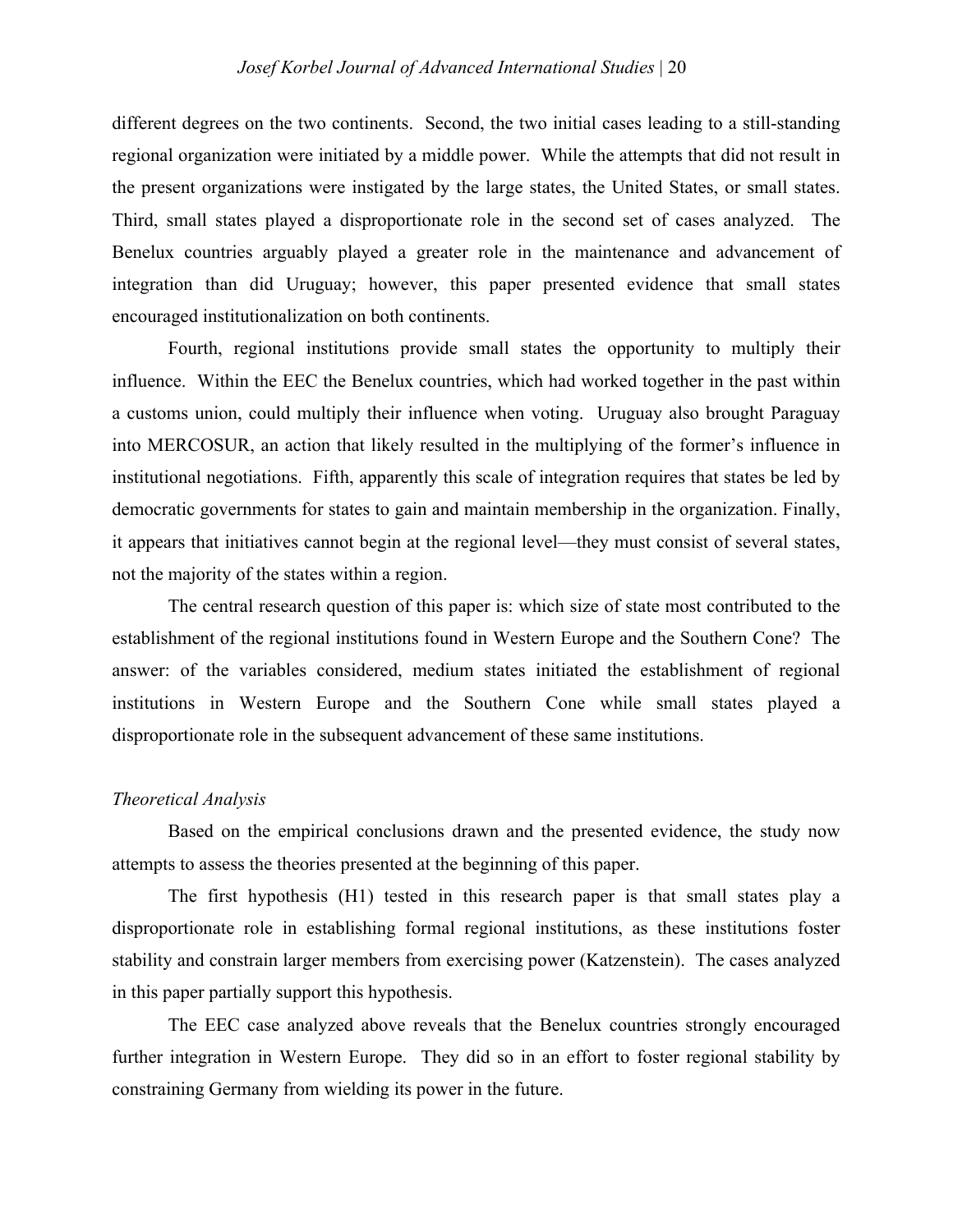different degrees on the two continents. Second, the two initial cases leading to a still-standing regional organization were initiated by a middle power. While the attempts that did not result in the present organizations were instigated by the large states, the United States, or small states. Third, small states played a disproportionate role in the second set of cases analyzed. The Benelux countries arguably played a greater role in the maintenance and advancement of integration than did Uruguay; however, this paper presented evidence that small states encouraged institutionalization on both continents.

Fourth, regional institutions provide small states the opportunity to multiply their influence. Within the EEC the Benelux countries, which had worked together in the past within a customs union, could multiply their influence when voting. Uruguay also brought Paraguay into MERCOSUR, an action that likely resulted in the multiplying of the former's influence in institutional negotiations. Fifth, apparently this scale of integration requires that states be led by democratic governments for states to gain and maintain membership in the organization. Finally, it appears that initiatives cannot begin at the regional level—they must consist of several states, not the majority of the states within a region.

The central research question of this paper is: which size of state most contributed to the establishment of the regional institutions found in Western Europe and the Southern Cone? The answer: of the variables considered, medium states initiated the establishment of regional institutions in Western Europe and the Southern Cone while small states played a disproportionate role in the subsequent advancement of these same institutions.

*Theoretical Analysis*

Based on the empirical conclusions drawn and the presented evidence, the study now attempts to assess the theories presented at the beginning of this paper.

The first hypothesis (H1) tested in this research paper is that small states play a disproportionate role in establishing formal regional institutions, as these institutions foster stability and constrain larger members from exercising power (Katzenstein). The cases analyzed in this paper partially support this hypothesis.

The EEC case analyzed above reveals that the Benelux countries strongly encouraged further integration in Western Europe. They did so in an effort to foster regional stability by constraining Germany from wielding its power in the future.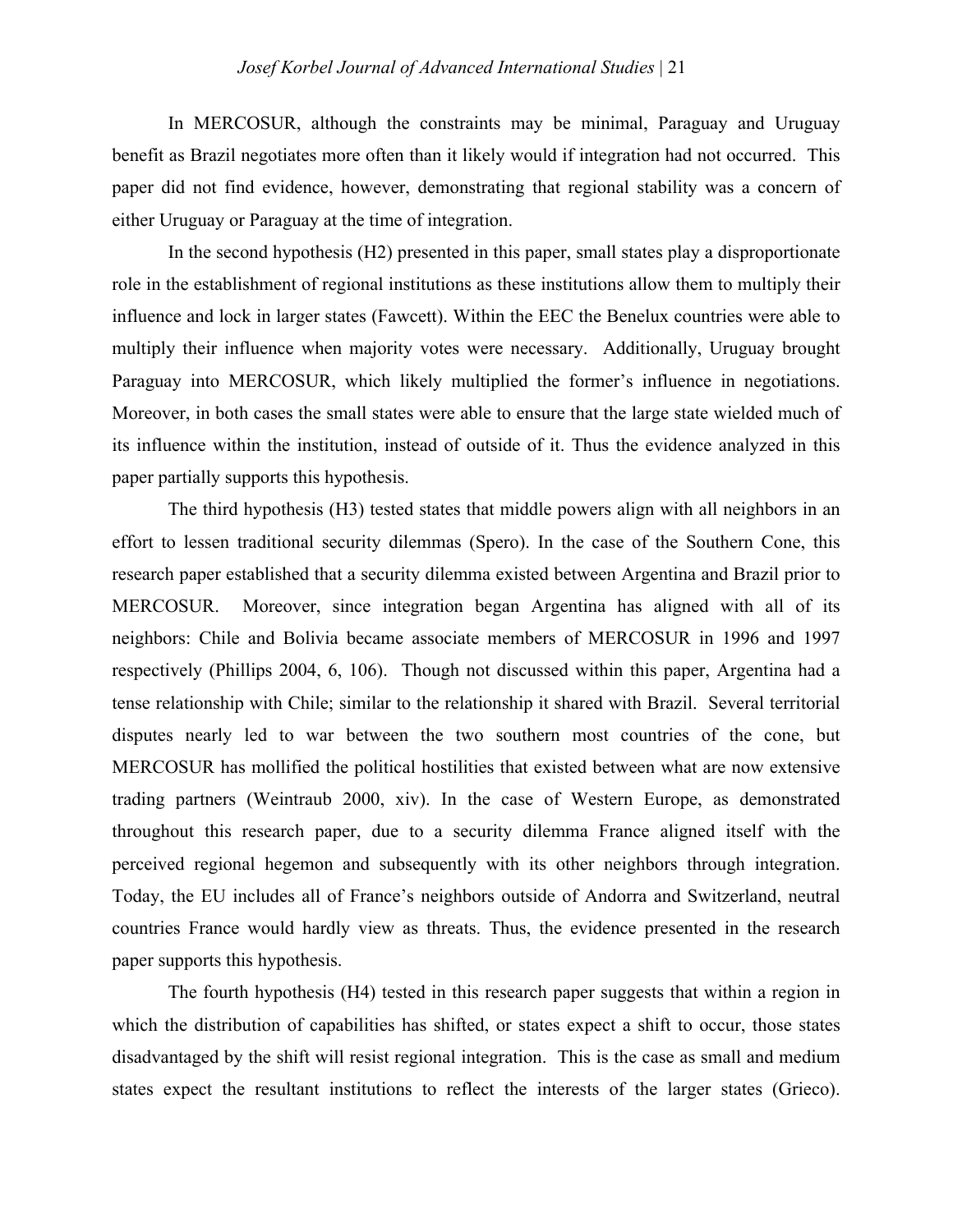In MERCOSUR, although the constraints may be minimal, Paraguay and Uruguay benefit as Brazil negotiates more often than it likely would if integration had not occurred. This paper did not find evidence, however, demonstrating that regional stability was a concern of either Uruguay or Paraguay at the time of integration.

In the second hypothesis (H2) presented in this paper, small states play a disproportionate role in the establishment of regional institutions as these institutions allow them to multiply their influence and lock in larger states (Fawcett). Within the EEC the Benelux countries were able to multiply their influence when majority votes were necessary. Additionally, Uruguay brought Paraguay into MERCOSUR, which likely multiplied the former's influence in negotiations. Moreover, in both cases the small states were able to ensure that the large state wielded much of its influence within the institution, instead of outside of it. Thus the evidence analyzed in this paper partially supports this hypothesis.

The third hypothesis (H3) tested states that middle powers align with all neighbors in an effort to lessen traditional security dilemmas (Spero). In the case of the Southern Cone, this research paper established that a security dilemma existed between Argentina and Brazil prior to MERCOSUR. Moreover, since integration began Argentina has aligned with all of its neighbors: Chile and Bolivia became associate members of MERCOSUR in 1996 and 1997 respectively (Phillips 2004, 6, 106). Though not discussed within this paper, Argentina had a tense relationship with Chile; similar to the relationship it shared with Brazil. Several territorial disputes nearly led to war between the two southern most countries of the cone, but MERCOSUR has mollified the political hostilities that existed between what are now extensive trading partners (Weintraub 2000, xiv). In the case of Western Europe, as demonstrated throughout this research paper, due to a security dilemma France aligned itself with the perceived regional hegemon and subsequently with its other neighbors through integration. Today, the EU includes all of France's neighbors outside of Andorra and Switzerland, neutral countries France would hardly view as threats. Thus, the evidence presented in the research paper supports this hypothesis.

The fourth hypothesis (H4) tested in this research paper suggests that within a region in which the distribution of capabilities has shifted, or states expect a shift to occur, those states disadvantaged by the shift will resist regional integration. This is the case as small and medium states expect the resultant institutions to reflect the interests of the larger states (Grieco).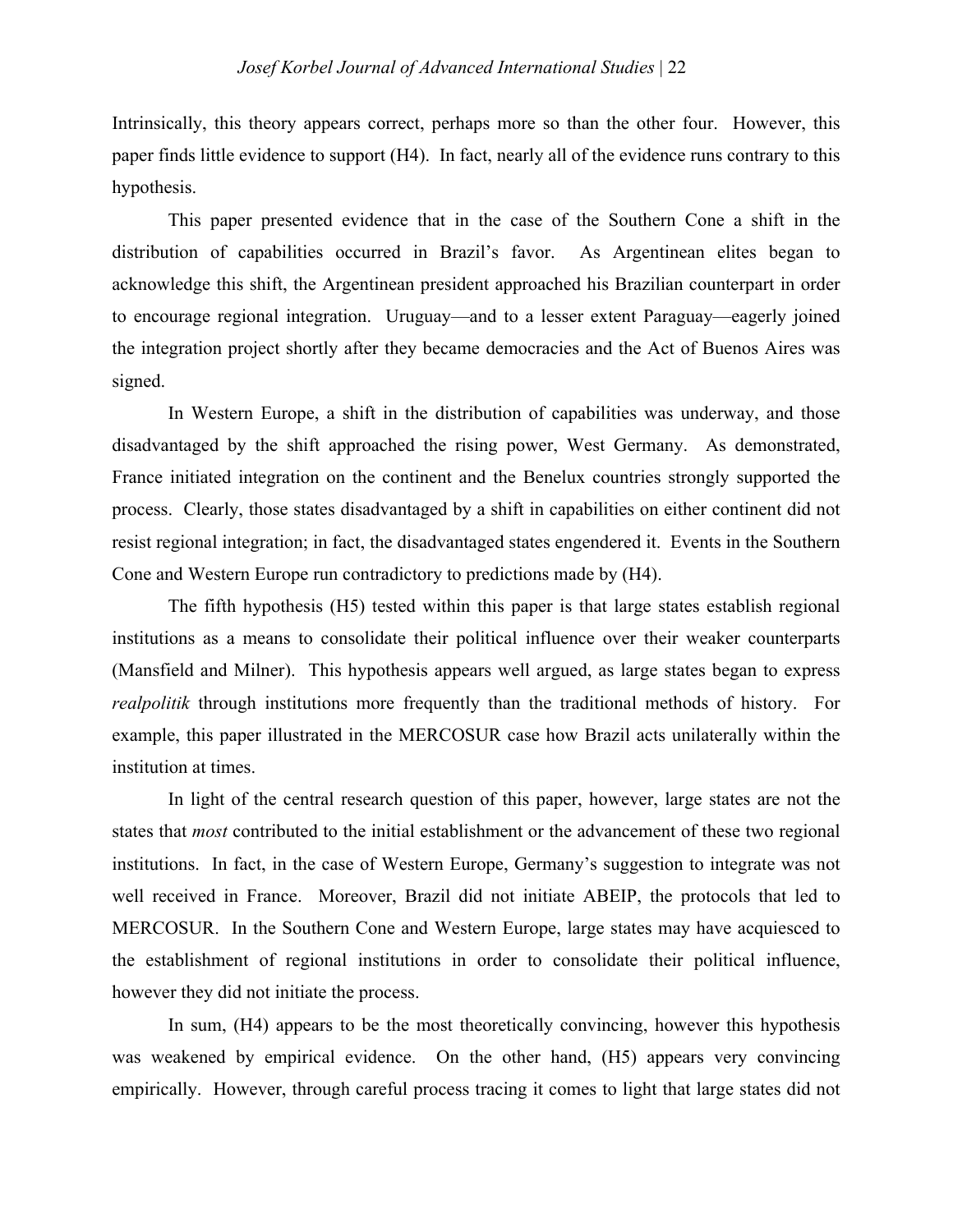Intrinsically, this theory appears correct, perhaps more so than the other four. However, this paper finds little evidence to support (H4). In fact, nearly all of the evidence runs contrary to this hypothesis.

This paper presented evidence that in the case of the Southern Cone a shift in the distribution of capabilities occurred in Brazil's favor. As Argentinean elites began to acknowledge this shift, the Argentinean president approached his Brazilian counterpart in order to encourage regional integration. Uruguay—and to a lesser extent Paraguay—eagerly joined the integration project shortly after they became democracies and the Act of Buenos Aires was signed.

In Western Europe, a shift in the distribution of capabilities was underway, and those disadvantaged by the shift approached the rising power, West Germany. As demonstrated, France initiated integration on the continent and the Benelux countries strongly supported the process. Clearly, those states disadvantaged by a shift in capabilities on either continent did not resist regional integration; in fact, the disadvantaged states engendered it. Events in the Southern Cone and Western Europe run contradictory to predictions made by (H4).

The fifth hypothesis (H5) tested within this paper is that large states establish regional institutions as a means to consolidate their political influence over their weaker counterparts (Mansfield and Milner). This hypothesis appears well argued, as large states began to express *realpolitik* through institutions more frequently than the traditional methods of history. For example, this paper illustrated in the MERCOSUR case how Brazil acts unilaterally within the institution at times.

In light of the central research question of this paper, however, large states are not the states that *most* contributed to the initial establishment or the advancement of these two regional institutions. In fact, in the case of Western Europe, Germany's suggestion to integrate was not well received in France. Moreover, Brazil did not initiate ABEIP, the protocols that led to MERCOSUR. In the Southern Cone and Western Europe, large states may have acquiesced to the establishment of regional institutions in order to consolidate their political influence, however they did not initiate the process.

In sum, (H4) appears to be the most theoretically convincing, however this hypothesis was weakened by empirical evidence. On the other hand, (H5) appears very convincing empirically. However, through careful process tracing it comes to light that large states did not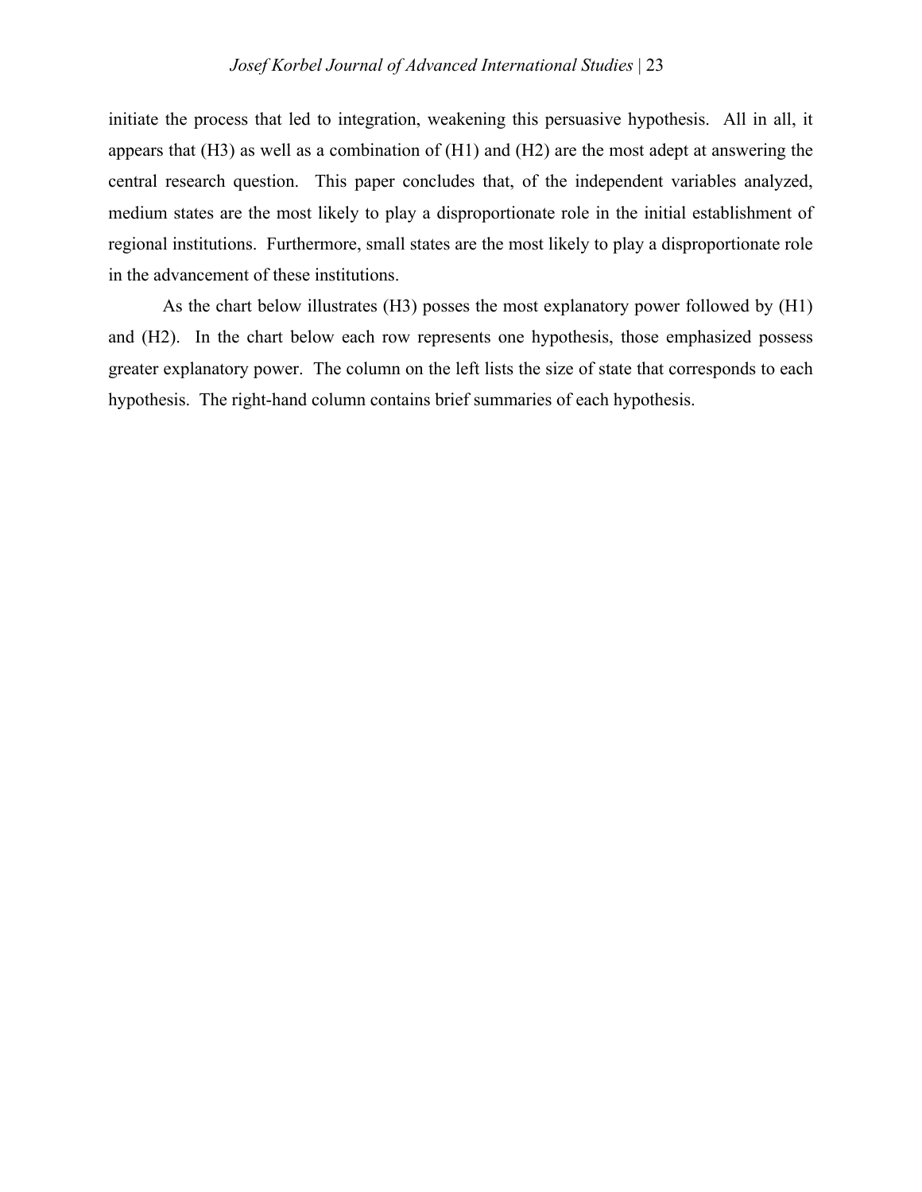initiate the process that led to integration, weakening this persuasive hypothesis. All in all, it appears that (H3) as well as a combination of (H1) and (H2) are the most adept at answering the central research question. This paper concludes that, of the independent variables analyzed, medium states are the most likely to play a disproportionate role in the initial establishment of regional institutions. Furthermore, small states are the most likely to play a disproportionate role in the advancement of these institutions.

As the chart below illustrates (H3) posses the most explanatory power followed by (H1) and (H2). In the chart below each row represents one hypothesis, those emphasized possess greater explanatory power. The column on the left lists the size of state that corresponds to each hypothesis. The right-hand column contains brief summaries of each hypothesis.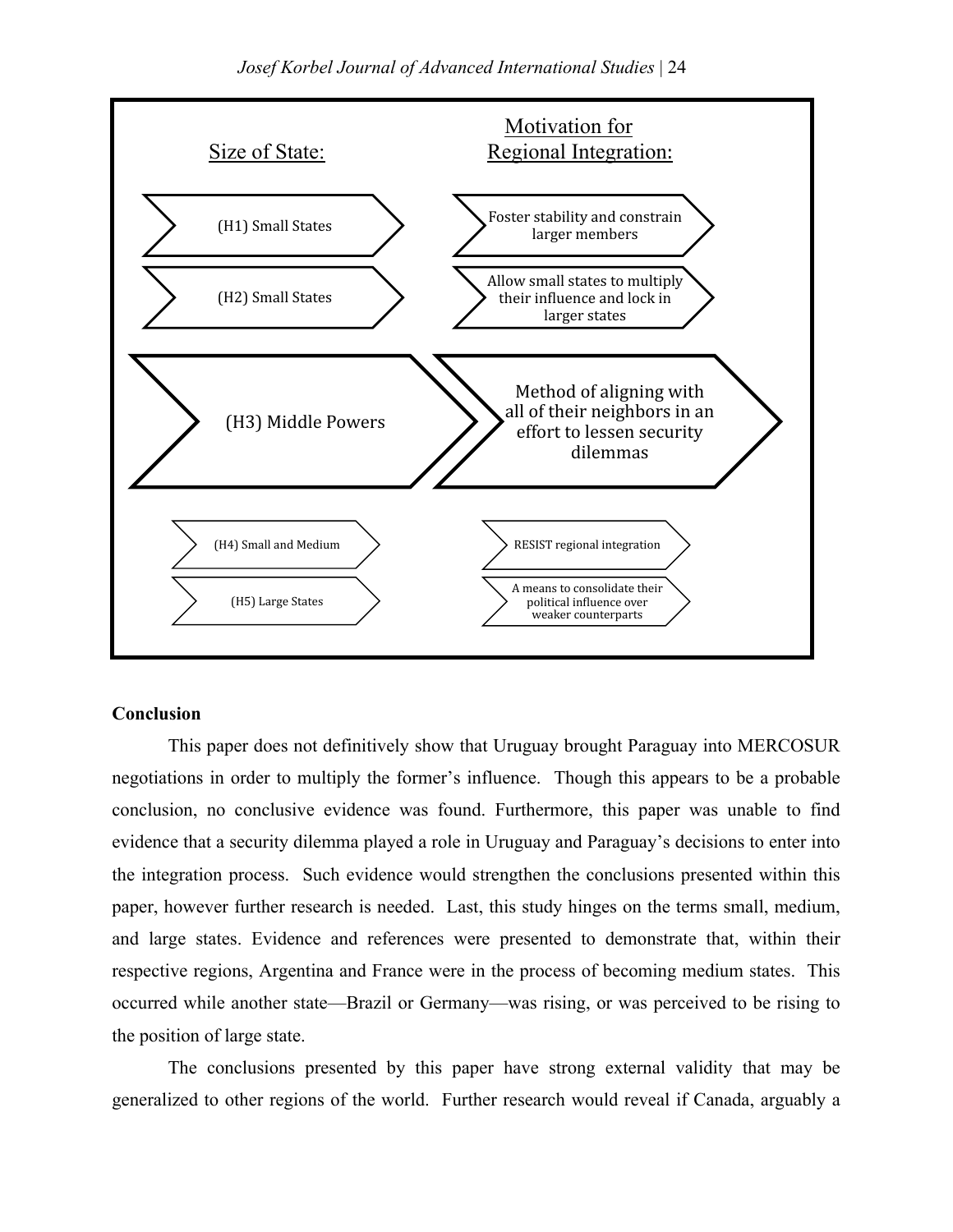| Size of State: | Motivation for Regional Integration: |
| --- | --- |
| (H1) Small States | Foster stability and constrain larger members |
| (H2) Small States | Allow small states to multiply their influence and lock in larger states |
| (H3) Middle Powers | Method of aligning with all of their neighbors in an effort to lessen security dilemmas |
| (H4) Small and Medium | RESIST regional integration |
| (H5) Large States | A means to consolidate their political influence over weaker counterparts |

**Conclusion**

This paper does not definitively show that Uruguay brought Paraguay into MERCOSUR negotiations in order to multiply the former's influence. Though this appears to be a probable conclusion, no conclusive evidence was found. Furthermore, this paper was unable to find evidence that a security dilemma played a role in Uruguay and Paraguay's decisions to enter into the integration process. Such evidence would strengthen the conclusions presented within this paper, however further research is needed. Last, this study hinges on the terms small, medium, and large states. Evidence and references were presented to demonstrate that, within their respective regions, Argentina and France were in the process of becoming medium states. This occurred while another state—Brazil or Germany—was rising, or was perceived to be rising to the position of large state.

The conclusions presented by this paper have strong external validity that may be generalized to other regions of the world. Further research would reveal if Canada, arguably a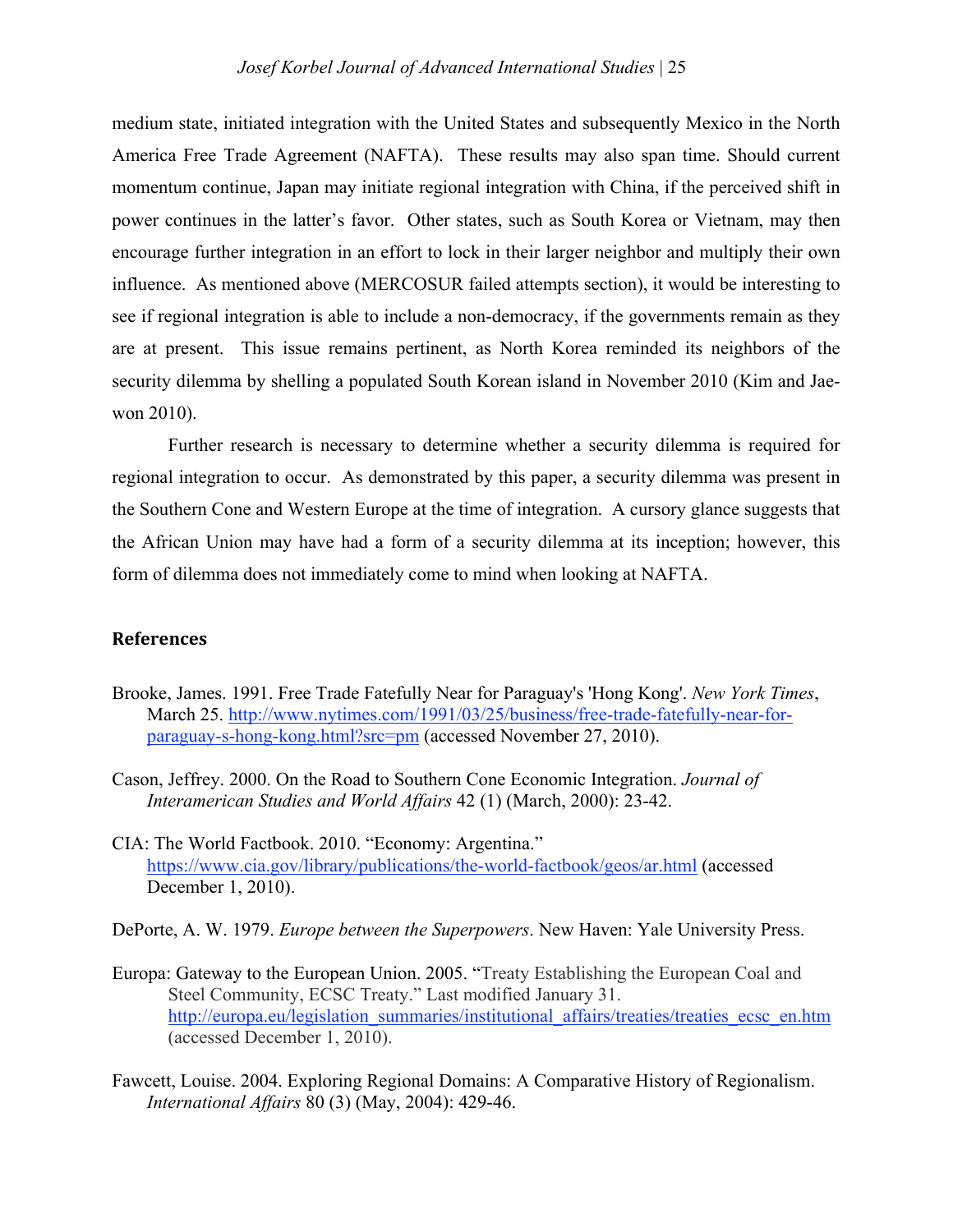medium state, initiated integration with the United States and subsequently Mexico in the North America Free Trade Agreement (NAFTA). These results may also span time. Should current momentum continue, Japan may initiate regional integration with China, if the perceived shift in power continues in the latter's favor. Other states, such as South Korea or Vietnam, may then encourage further integration in an effort to lock in their larger neighbor and multiply their own influence. As mentioned above (MERCOSUR failed attempts section), it would be interesting to see if regional integration is able to include a non-democracy, if the governments remain as they are at present. This issue remains pertinent, as North Korea reminded its neighbors of the security dilemma by shelling a populated South Korean island in November 2010 (Kim and Jae-won 2010).

Further research is necessary to determine whether a security dilemma is required for regional integration to occur. As demonstrated by this paper, a security dilemma was present in the Southern Cone and Western Europe at the time of integration. A cursory glance suggests that the African Union may have had a form of a security dilemma at its inception; however, this form of dilemma does not immediately come to mind when looking at NAFTA.

## References

Brooke, James. 1991. Free Trade Fatefully Near for Paraguay's 'Hong Kong'. *New York Times*, March 25. http://www.nytimes.com/1991/03/25/business/free-trade-fatefully-near-for-paraguay-s-hong-kong.html?src=pm (accessed November 27, 2010).

Cason, Jeffrey. 2000. On the Road to Southern Cone Economic Integration. *Journal of Interamerican Studies and World Affairs* 42 (1) (March, 2000): 23-42.

CIA: The World Factbook. 2010. "Economy: Argentina." https://www.cia.gov/library/publications/the-world-factbook/geos/ar.html (accessed December 1, 2010).

DePorte, A. W. 1979. *Europe between the Superpowers*. New Haven: Yale University Press.

Europa: Gateway to the European Union. 2005. "Treaty Establishing the European Coal and Steel Community, ECSC Treaty." Last modified January 31. http://europa.eu/legislation_summaries/institutional_affairs/treaties/treaties_ecsc_en.htm (accessed December 1, 2010).

Fawcett, Louise. 2004. Exploring Regional Domains: A Comparative History of Regionalism. *International Affairs* 80 (3) (May, 2004): 429-46.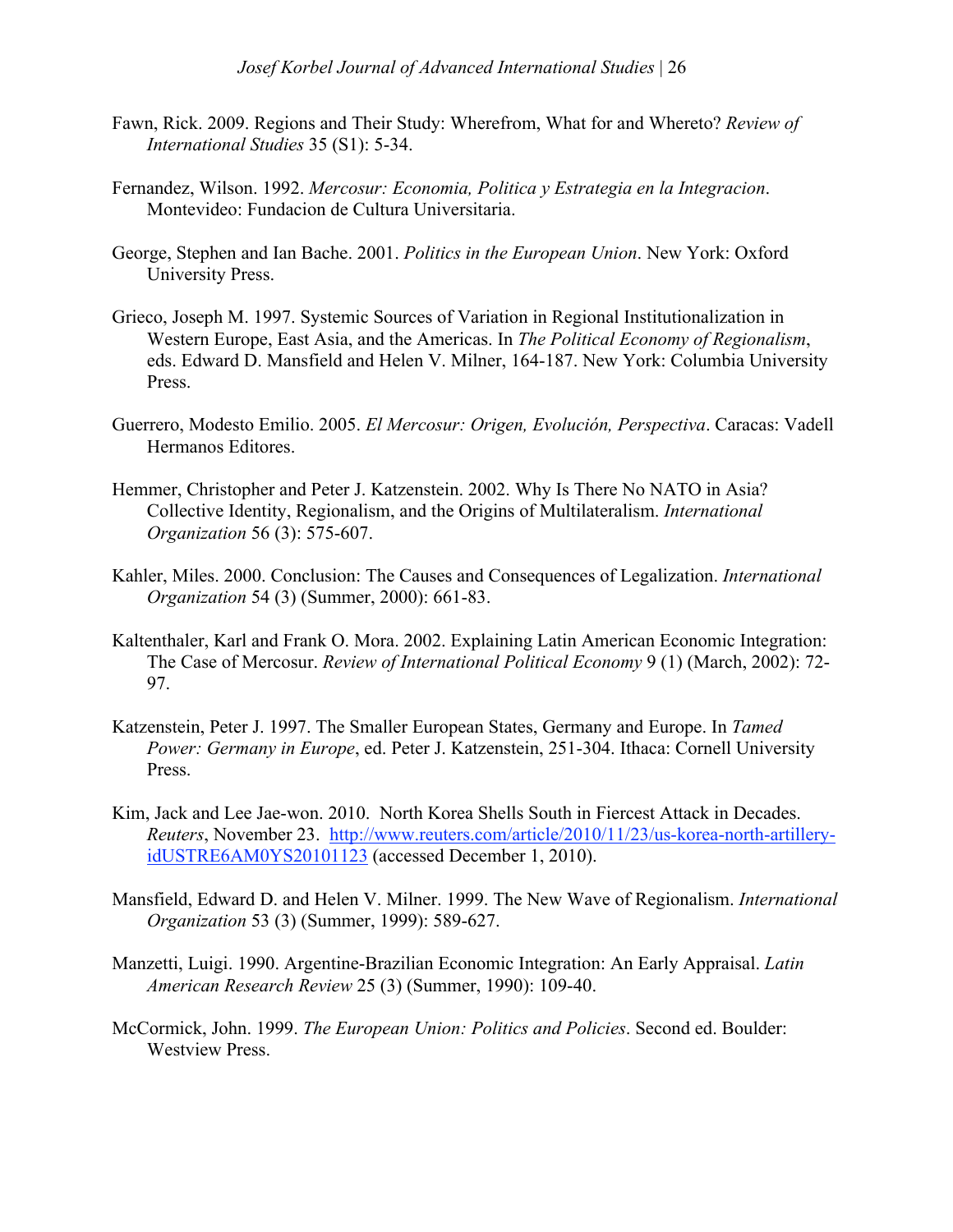Fawn, Rick. 2009. Regions and Their Study: Wherefrom, What for and Whereto? *Review of International Studies* 35 (S1): 5-34.

Fernandez, Wilson. 1992. *Mercosur: Economia, Politica y Estrategia en la Integracion*. Montevideo: Fundacion de Cultura Universitaria.

George, Stephen and Ian Bache. 2001. *Politics in the European Union*. New York: Oxford University Press.

Grieco, Joseph M. 1997. Systemic Sources of Variation in Regional Institutionalization in Western Europe, East Asia, and the Americas. In *The Political Economy of Regionalism*, eds. Edward D. Mansfield and Helen V. Milner, 164-187. New York: Columbia University Press.

Guerrero, Modesto Emilio. 2005. *El Mercosur: Origen, Evolución, Perspectiva*. Caracas: Vadell Hermanos Editores.

Hemmer, Christopher and Peter J. Katzenstein. 2002. Why Is There No NATO in Asia? Collective Identity, Regionalism, and the Origins of Multilateralism. *International Organization* 56 (3): 575-607.

Kahler, Miles. 2000. Conclusion: The Causes and Consequences of Legalization. *International Organization* 54 (3) (Summer, 2000): 661-83.

Kaltenthaler, Karl and Frank O. Mora. 2002. Explaining Latin American Economic Integration: The Case of Mercosur. *Review of International Political Economy* 9 (1) (March, 2002): 72-97.

Katzenstein, Peter J. 1997. The Smaller European States, Germany and Europe. In *Tamed Power: Germany in Europe*, ed. Peter J. Katzenstein, 251-304. Ithaca: Cornell University Press.

Kim, Jack and Lee Jae-won. 2010. North Korea Shells South in Fiercest Attack in Decades. *Reuters*, November 23. http://www.reuters.com/article/2010/11/23/us-korea-north-artillery-idUSTRE6AM0YS20101123 (accessed December 1, 2010).

Mansfield, Edward D. and Helen V. Milner. 1999. The New Wave of Regionalism. *International Organization* 53 (3) (Summer, 1999): 589-627.

Manzetti, Luigi. 1990. Argentine-Brazilian Economic Integration: An Early Appraisal. *Latin American Research Review* 25 (3) (Summer, 1990): 109-40.

McCormick, John. 1999. *The European Union: Politics and Policies*. Second ed. Boulder: Westview Press.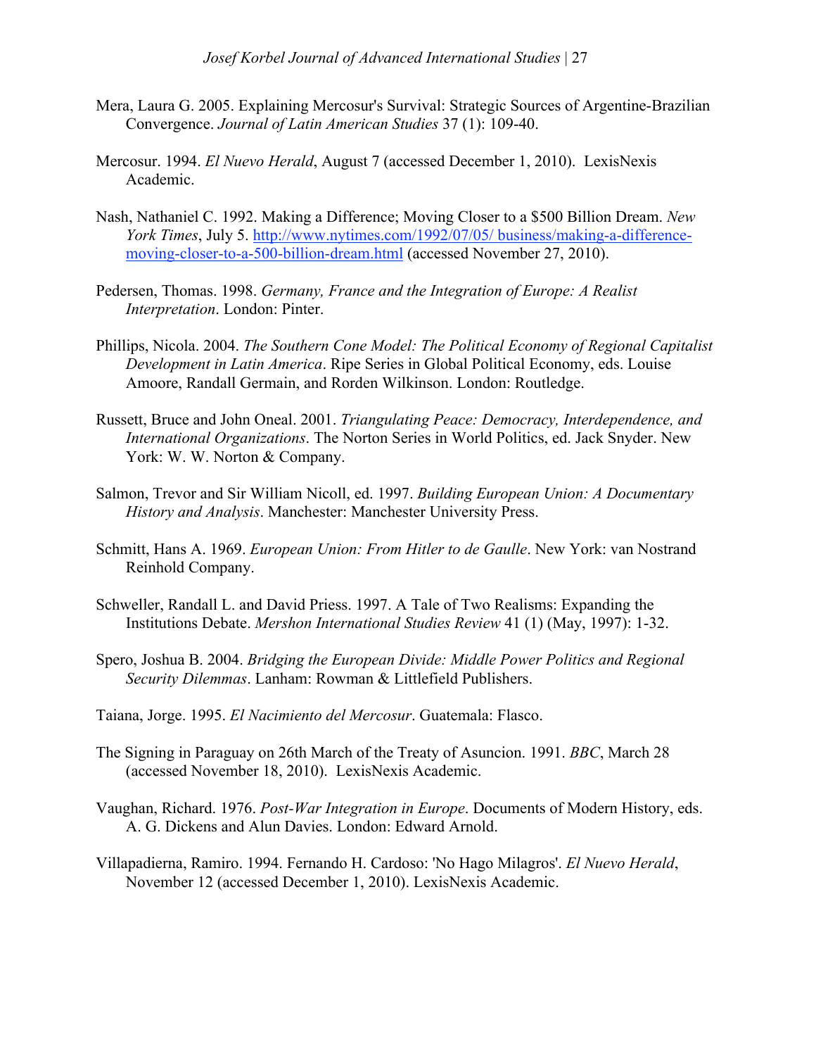Mera, Laura G. 2005. Explaining Mercosur's Survival: Strategic Sources of Argentine-Brazilian Convergence. *Journal of Latin American Studies* 37 (1): 109-40.

Mercosur. 1994. *El Nuevo Herald*, August 7 (accessed December 1, 2010). LexisNexis Academic.

Nash, Nathaniel C. 1992. Making a Difference; Moving Closer to a $500 Billion Dream. *New York Times*, July 5. http://www.nytimes.com/1992/07/05/ business/making-a-difference-moving-closer-to-a-500-billion-dream.html (accessed November 27, 2010).

Pedersen, Thomas. 1998. *Germany, France and the Integration of Europe: A Realist Interpretation*. London: Pinter.

Phillips, Nicola. 2004. *The Southern Cone Model: The Political Economy of Regional Capitalist Development in Latin America*. Ripe Series in Global Political Economy, eds. Louise Amoore, Randall Germain, and Rorden Wilkinson. London: Routledge.

Russett, Bruce and John Oneal. 2001. *Triangulating Peace: Democracy, Interdependence, and International Organizations*. The Norton Series in World Politics, ed. Jack Snyder. New York: W. W. Norton & Company.

Salmon, Trevor and Sir William Nicoll, ed. 1997. *Building European Union: A Documentary History and Analysis*. Manchester: Manchester University Press.

Schmitt, Hans A. 1969. *European Union: From Hitler to de Gaulle*. New York: van Nostrand Reinhold Company.

Schweller, Randall L. and David Priess. 1997. A Tale of Two Realisms: Expanding the Institutions Debate. *Mershon International Studies Review* 41 (1) (May, 1997): 1-32.

Spero, Joshua B. 2004. *Bridging the European Divide: Middle Power Politics and Regional Security Dilemmas*. Lanham: Rowman & Littlefield Publishers.

Taiana, Jorge. 1995. *El Nacimiento del Mercosur*. Guatemala: Flasco.

The Signing in Paraguay on 26th March of the Treaty of Asuncion. 1991. *BBC*, March 28 (accessed November 18, 2010). LexisNexis Academic.

Vaughan, Richard. 1976. *Post-War Integration in Europe*. Documents of Modern History, eds. A. G. Dickens and Alun Davies. London: Edward Arnold.

Villapadierna, Ramiro. 1994. Fernando H. Cardoso: 'No Hago Milagros'. *El Nuevo Herald*, November 12 (accessed December 1, 2010). LexisNexis Academic.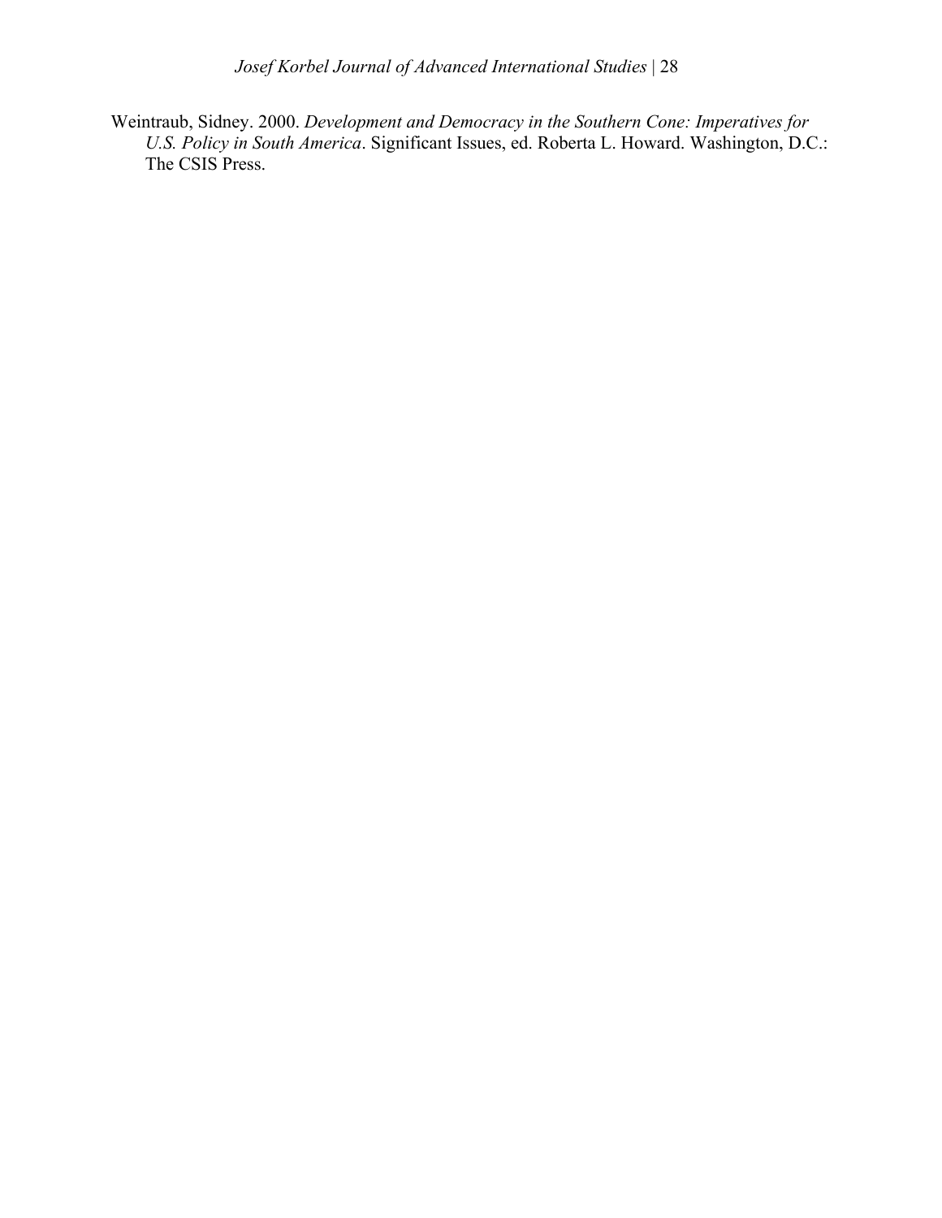Weintraub, Sidney. 2000. *Development and Democracy in the Southern Cone: Imperatives for U.S. Policy in South America*. Significant Issues, ed. Roberta L. Howard. Washington, D.C.: The CSIS Press.